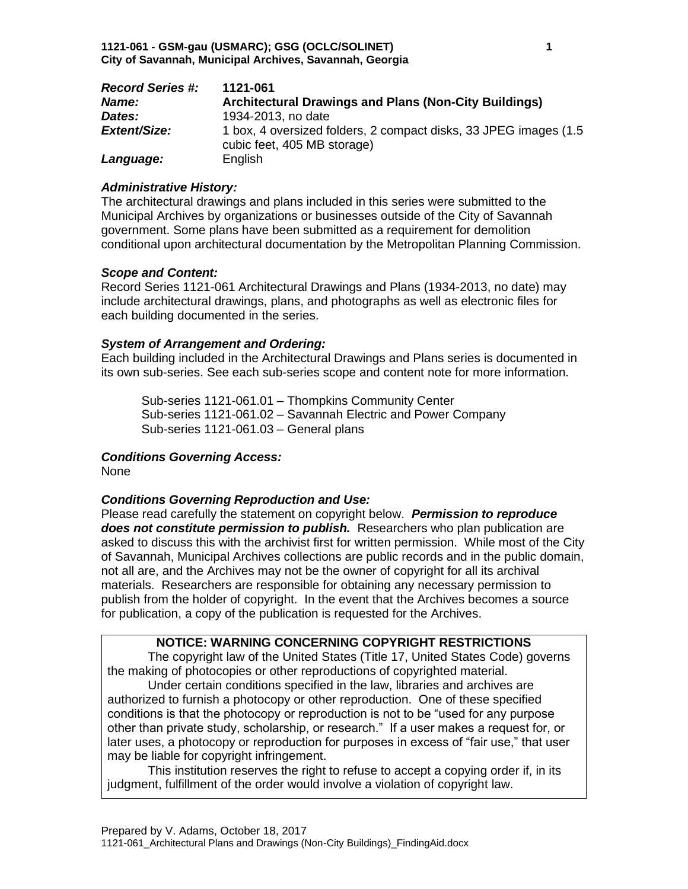**1121-061 - GSM-gau (USMARC); GSG (OCLC/SOLINET)**
**City of Savannah, Municipal Archives, Savannah, Georgia**

| | |
|---|---|
| ***Record Series #:*** | **1121-061** |
| ***Name:*** | **Architectural Drawings and Plans (Non-City Buildings)** |
| ***Dates:*** | 1934-2013, no date |
| ***Extent/Size:*** | 1 box, 4 oversized folders, 2 compact disks, 33 JPEG images (1.5 cubic feet, 405 MB storage) |
| ***Language:*** | English |

### *Administrative History:*

The architectural drawings and plans included in this series were submitted to the Municipal Archives by organizations or businesses outside of the City of Savannah government. Some plans have been submitted as a requirement for demolition conditional upon architectural documentation by the Metropolitan Planning Commission.

### *Scope and Content:*

Record Series 1121-061 Architectural Drawings and Plans (1934-2013, no date) may include architectural drawings, plans, and photographs as well as electronic files for each building documented in the series.

### *System of Arrangement and Ordering:*

Each building included in the Architectural Drawings and Plans series is documented in its own sub-series. See each sub-series scope and content note for more information.

Sub-series 1121-061.01 – Thompkins Community Center
Sub-series 1121-061.02 – Savannah Electric and Power Company
Sub-series 1121-061.03 – General plans

### *Conditions Governing Access:*

None

### *Conditions Governing Reproduction and Use:*

Please read carefully the statement on copyright below. ***Permission to reproduce does not constitute permission to publish.*** Researchers who plan publication are asked to discuss this with the archivist first for written permission. While most of the City of Savannah, Municipal Archives collections are public records and in the public domain, not all are, and the Archives may not be the owner of copyright for all its archival materials. Researchers are responsible for obtaining any necessary permission to publish from the holder of copyright. In the event that the Archives becomes a source for publication, a copy of the publication is requested for the Archives.

**NOTICE: WARNING CONCERNING COPYRIGHT RESTRICTIONS**

The copyright law of the United States (Title 17, United States Code) governs the making of photocopies or other reproductions of copyrighted material.

Under certain conditions specified in the law, libraries and archives are authorized to furnish a photocopy or other reproduction. One of these specified conditions is that the photocopy or reproduction is not to be "used for any purpose other than private study, scholarship, or research." If a user makes a request for, or later uses, a photocopy or reproduction for purposes in excess of "fair use," that user may be liable for copyright infringement.

This institution reserves the right to refuse to accept a copying order if, in its judgment, fulfillment of the order would involve a violation of copyright law.

Prepared by V. Adams, October 18, 2017
1121-061_Architectural Plans and Drawings (Non-City Buildings)_FindingAid.docx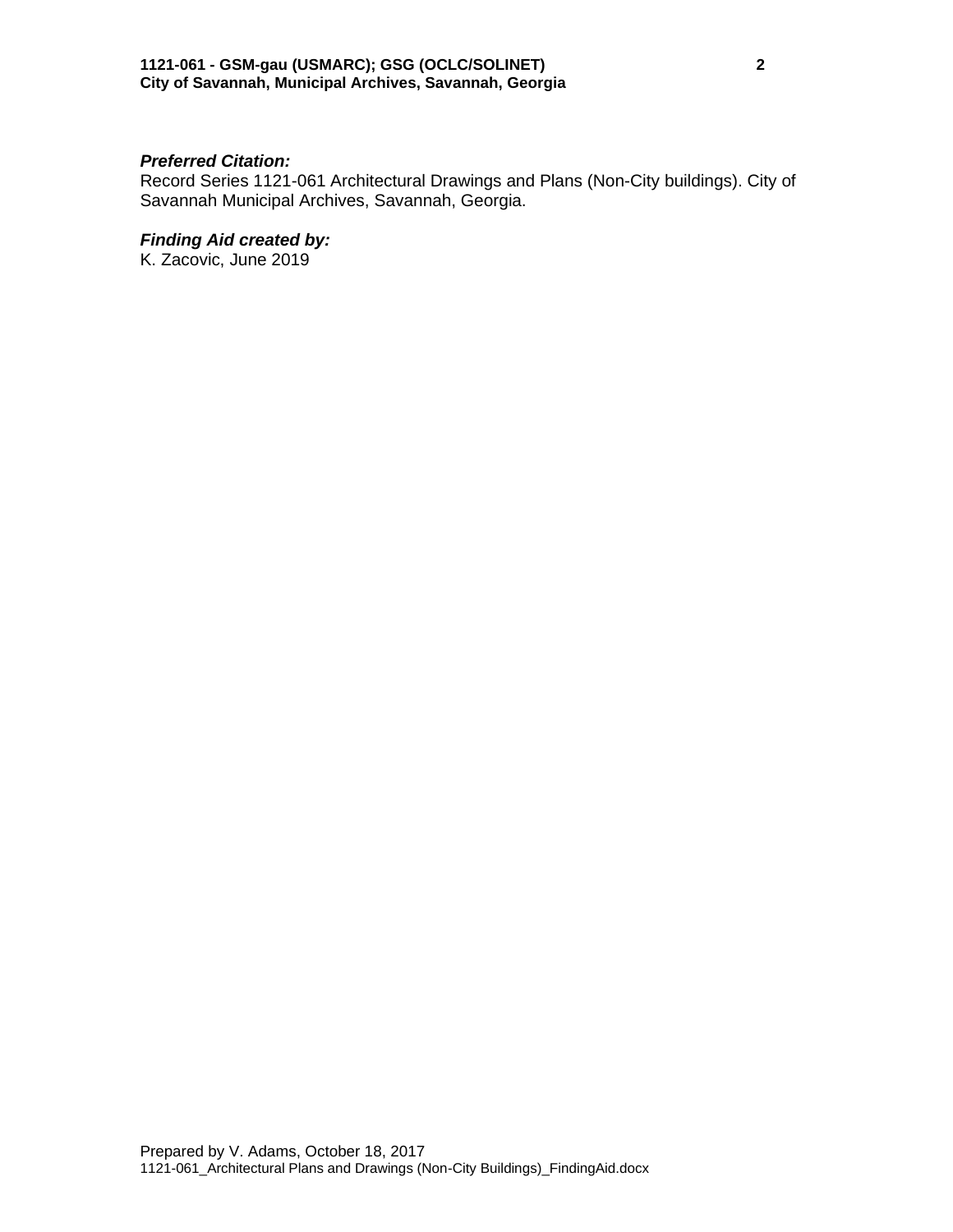***Preferred Citation:***
Record Series 1121-061 Architectural Drawings and Plans (Non-City buildings). City of Savannah Municipal Archives, Savannah, Georgia.

***Finding Aid created by:***
K. Zacovic, June 2019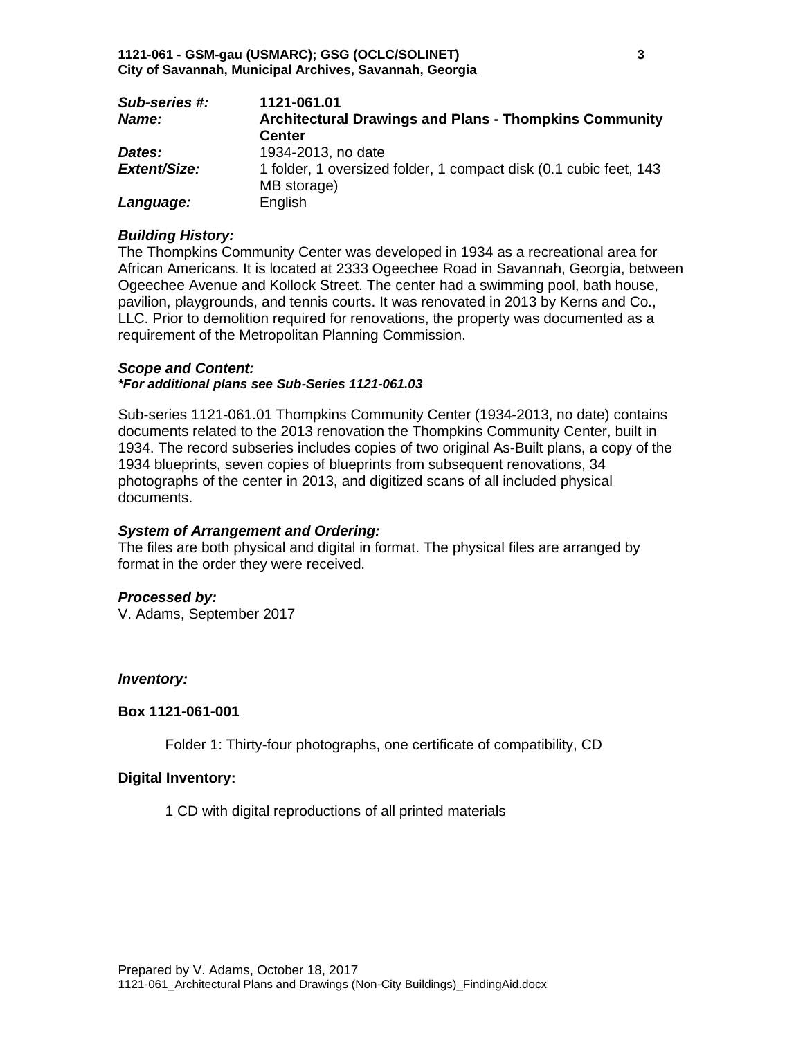| | |
|---|---|
| ***Sub-series #:*** | **1121-061.01** |
| ***Name:*** | **Architectural Drawings and Plans - Thompkins Community Center** |
| ***Dates:*** | 1934-2013, no date |
| ***Extent/Size:*** | 1 folder, 1 oversized folder, 1 compact disk (0.1 cubic feet, 143 MB storage) |
| ***Language:*** | English |

***Building History:***

The Thompkins Community Center was developed in 1934 as a recreational area for African Americans. It is located at 2333 Ogeechee Road in Savannah, Georgia, between Ogeechee Avenue and Kollock Street. The center had a swimming pool, bath house, pavilion, playgrounds, and tennis courts. It was renovated in 2013 by Kerns and Co., LLC. Prior to demolition required for renovations, the property was documented as a requirement of the Metropolitan Planning Commission.

***Scope and Content:***

***\*For additional plans see Sub-Series 1121-061.03***

Sub-series 1121-061.01 Thompkins Community Center (1934-2013, no date) contains documents related to the 2013 renovation the Thompkins Community Center, built in 1934. The record subseries includes copies of two original As-Built plans, a copy of the 1934 blueprints, seven copies of blueprints from subsequent renovations, 34 photographs of the center in 2013, and digitized scans of all included physical documents.

***System of Arrangement and Ordering:***

The files are both physical and digital in format. The physical files are arranged by format in the order they were received.

***Processed by:***

V. Adams, September 2017

***Inventory:***

**Box 1121-061-001**

Folder 1: Thirty-four photographs, one certificate of compatibility, CD

**Digital Inventory:**

1 CD with digital reproductions of all printed materials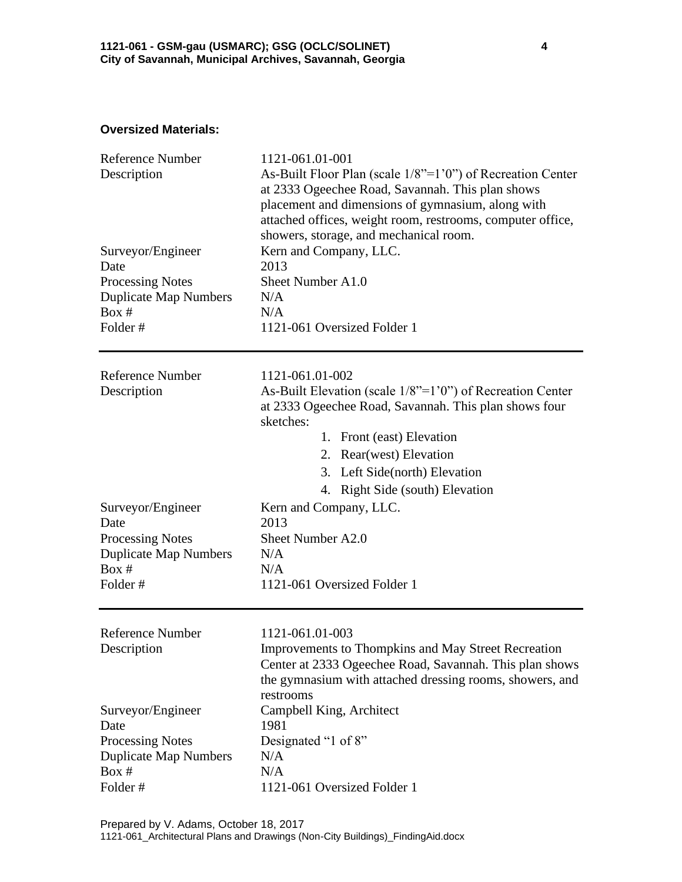**Oversized Materials:**

| | |
|---|---|
| Reference Number | 1121-061.01-001 |
| Description | As-Built Floor Plan (scale 1/8"=1'0") of Recreation Center at 2333 Ogeechee Road, Savannah. This plan shows placement and dimensions of gymnasium, along with attached offices, weight room, restrooms, computer office, showers, storage, and mechanical room. |
| Surveyor/Engineer | Kern and Company, LLC. |
| Date | 2013 |
| Processing Notes | Sheet Number A1.0 |
| Duplicate Map Numbers | N/A |
| Box # | N/A |
| Folder # | 1121-061 Oversized Folder 1 |

---

| | |
|---|---|
| Reference Number | 1121-061.01-002 |
| Description | As-Built Elevation (scale 1/8"=1'0") of Recreation Center at 2333 Ogeechee Road, Savannah. This plan shows four sketches:<br>1. Front (east) Elevation<br>2. Rear(west) Elevation<br>3. Left Side(north) Elevation<br>4. Right Side (south) Elevation |
| Surveyor/Engineer | Kern and Company, LLC. |
| Date | 2013 |
| Processing Notes | Sheet Number A2.0 |
| Duplicate Map Numbers | N/A |
| Box # | N/A |
| Folder # | 1121-061 Oversized Folder 1 |

---

| | |
|---|---|
| Reference Number | 1121-061.01-003 |
| Description | Improvements to Thompkins and May Street Recreation Center at 2333 Ogeechee Road, Savannah. This plan shows the gymnasium with attached dressing rooms, showers, and restrooms |
| Surveyor/Engineer | Campbell King, Architect |
| Date | 1981 |
| Processing Notes | Designated "1 of 8" |
| Duplicate Map Numbers | N/A |
| Box # | N/A |
| Folder # | 1121-061 Oversized Folder 1 |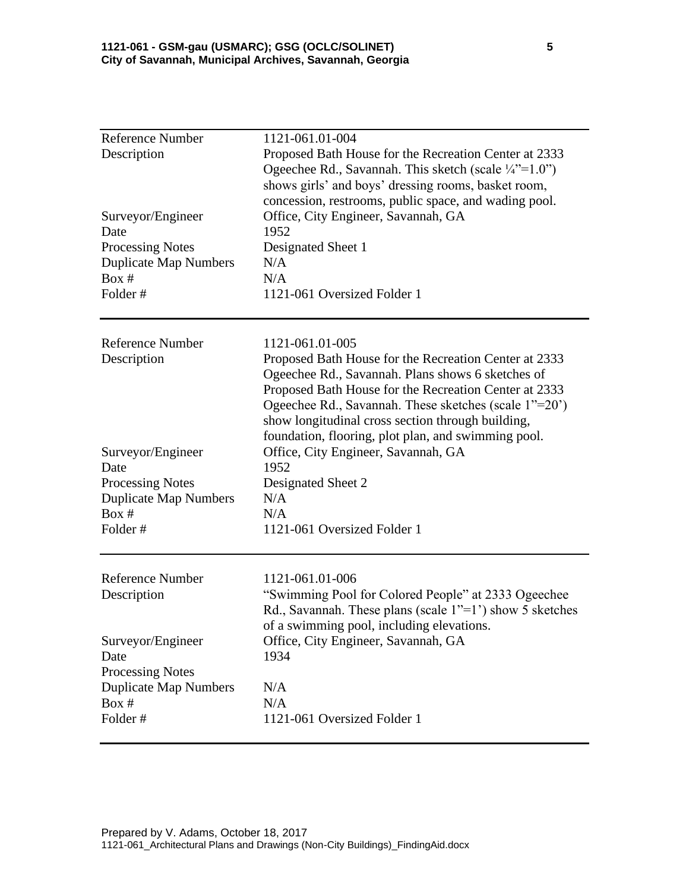| Reference Number | 1121-061.01-004 |
|---|---|
| Description | Proposed Bath House for the Recreation Center at 2333 Ogeechee Rd., Savannah. This sketch (scale ¼"=1.0") shows girls' and boys' dressing rooms, basket room, concession, restrooms, public space, and wading pool. |
| Surveyor/Engineer | Office, City Engineer, Savannah, GA |
| Date | 1952 |
| Processing Notes | Designated Sheet 1 |
| Duplicate Map Numbers | N/A |
| Box # | N/A |
| Folder # | 1121-061 Oversized Folder 1 |

| Reference Number | 1121-061.01-005 |
|---|---|
| Description | Proposed Bath House for the Recreation Center at 2333 Ogeechee Rd., Savannah. Plans shows 6 sketches of Proposed Bath House for the Recreation Center at 2333 Ogeechee Rd., Savannah. These sketches (scale 1"=20') show longitudinal cross section through building, foundation, flooring, plot plan, and swimming pool. |
| Surveyor/Engineer | Office, City Engineer, Savannah, GA |
| Date | 1952 |
| Processing Notes | Designated Sheet 2 |
| Duplicate Map Numbers | N/A |
| Box # | N/A |
| Folder # | 1121-061 Oversized Folder 1 |

| Reference Number | 1121-061.01-006 |
|---|---|
| Description | "Swimming Pool for Colored People" at 2333 Ogeechee Rd., Savannah. These plans (scale 1"=1') show 5 sketches of a swimming pool, including elevations. |
| Surveyor/Engineer | Office, City Engineer, Savannah, GA |
| Date | 1934 |
| Processing Notes | |
| Duplicate Map Numbers | N/A |
| Box # | N/A |
| Folder # | 1121-061 Oversized Folder 1 |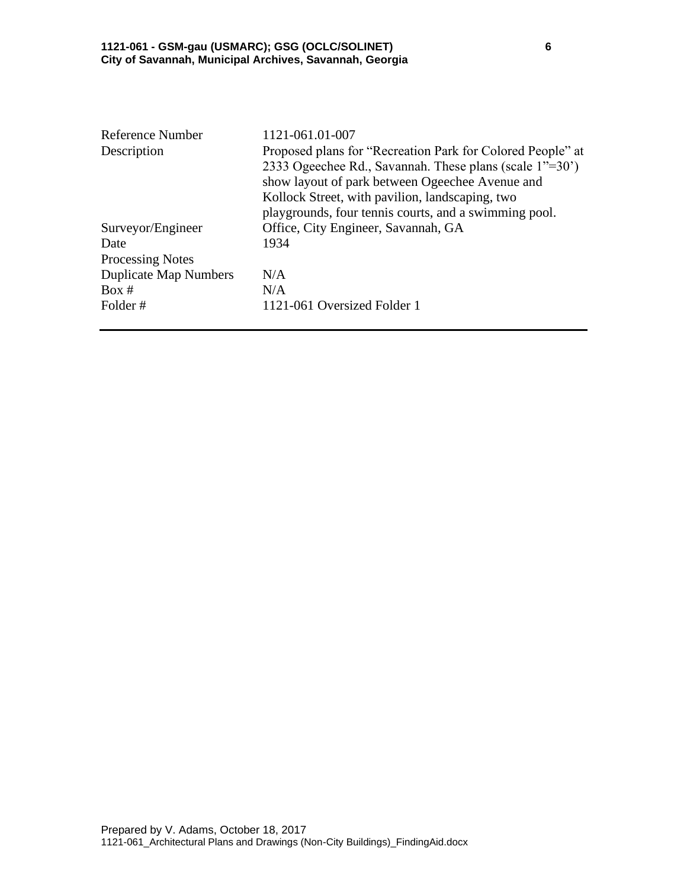| Reference Number | 1121-061.01-007 |
| --- | --- |
| Description | Proposed plans for “Recreation Park for Colored People” at 2333 Ogeechee Rd., Savannah. These plans (scale 1”=30’) show layout of park between Ogeechee Avenue and Kollock Street, with pavilion, landscaping, two playgrounds, four tennis courts, and a swimming pool. |
| Surveyor/Engineer | Office, City Engineer, Savannah, GA |
| Date | 1934 |
| Processing Notes | |
| Duplicate Map Numbers | N/A |
| Box # | N/A |
| Folder # | 1121-061 Oversized Folder 1 |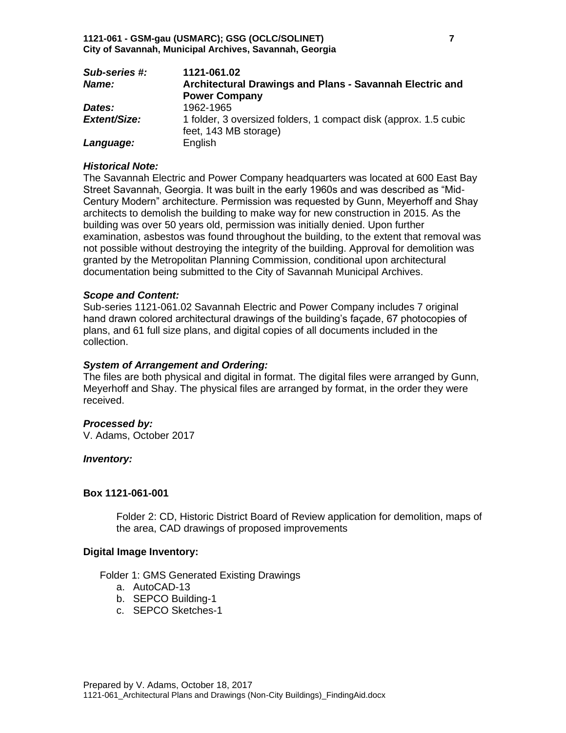| | |
|---|---|
| ***Sub-series #:*** | **1121-061.02** |
| ***Name:*** | **Architectural Drawings and Plans - Savannah Electric and Power Company** |
| ***Dates:*** | 1962-1965 |
| ***Extent/Size:*** | 1 folder, 3 oversized folders, 1 compact disk (approx. 1.5 cubic feet, 143 MB storage) |
| ***Language:*** | English |

***Historical Note:***

The Savannah Electric and Power Company headquarters was located at 600 East Bay Street Savannah, Georgia. It was built in the early 1960s and was described as "Mid-Century Modern" architecture. Permission was requested by Gunn, Meyerhoff and Shay architects to demolish the building to make way for new construction in 2015. As the building was over 50 years old, permission was initially denied. Upon further examination, asbestos was found throughout the building, to the extent that removal was not possible without destroying the integrity of the building. Approval for demolition was granted by the Metropolitan Planning Commission, conditional upon architectural documentation being submitted to the City of Savannah Municipal Archives.

***Scope and Content:***

Sub-series 1121-061.02 Savannah Electric and Power Company includes 7 original hand drawn colored architectural drawings of the building's façade, 67 photocopies of plans, and 61 full size plans, and digital copies of all documents included in the collection.

***System of Arrangement and Ordering:***

The files are both physical and digital in format. The digital files were arranged by Gunn, Meyerhoff and Shay. The physical files are arranged by format, in the order they were received.

***Processed by:***

V. Adams, October 2017

***Inventory:***

**Box 1121-061-001**

Folder 2: CD, Historic District Board of Review application for demolition, maps of the area, CAD drawings of proposed improvements

**Digital Image Inventory:**

Folder 1: GMS Generated Existing Drawings

a. AutoCAD-13
b. SEPCO Building-1
c. SEPCO Sketches-1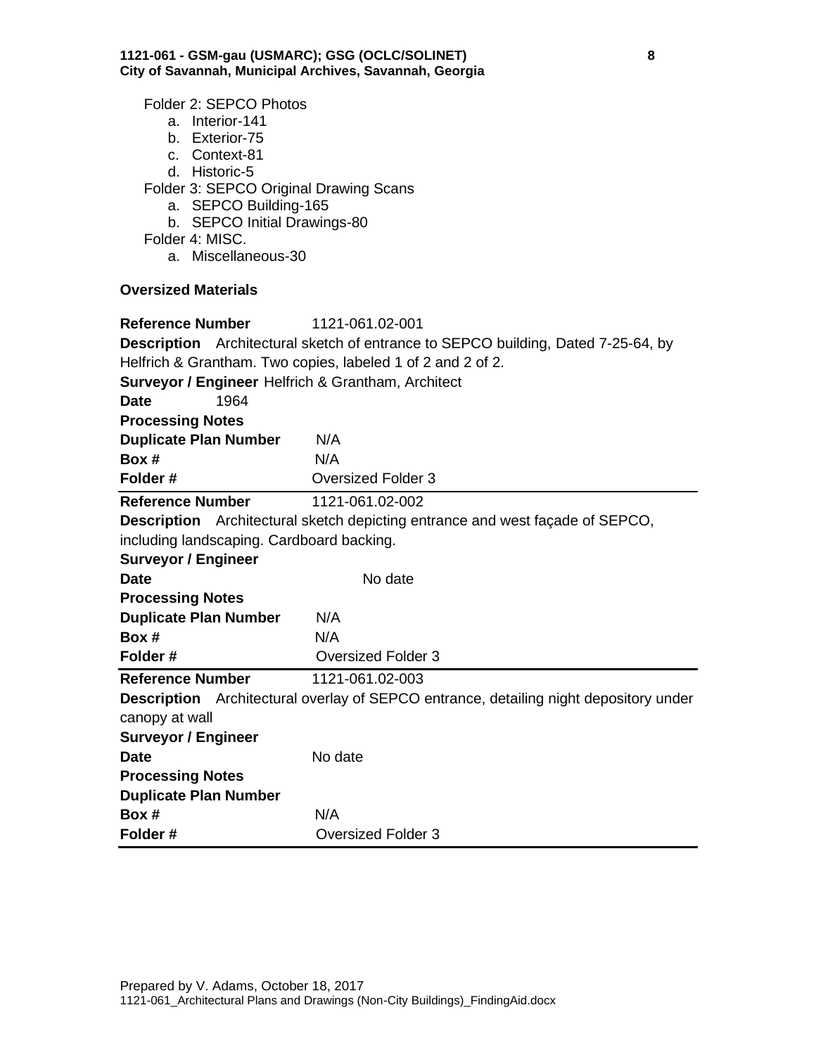Folder 2: SEPCO Photos

a. Interior-141
b. Exterior-75
c. Context-81
d. Historic-5

Folder 3: SEPCO Original Drawing Scans

a. SEPCO Building-165
b. SEPCO Initial Drawings-80

Folder 4: MISC.

a. Miscellaneous-30

**Oversized Materials**

**Reference Number** 1121-061.02-001
**Description** Architectural sketch of entrance to SEPCO building, Dated 7-25-64, by Helfrich & Grantham. Two copies, labeled 1 of 2 and 2 of 2.
**Surveyor / Engineer** Helfrich & Grantham, Architect
**Date** 1964
**Processing Notes**
**Duplicate Plan Number** N/A
**Box #** N/A
**Folder #** Oversized Folder 3

---

**Reference Number** 1121-061.02-002
**Description** Architectural sketch depicting entrance and west façade of SEPCO, including landscaping. Cardboard backing.
**Surveyor / Engineer**
**Date** No date
**Processing Notes**
**Duplicate Plan Number** N/A
**Box #** N/A
**Folder #** Oversized Folder 3

---

**Reference Number** 1121-061.02-003
**Description** Architectural overlay of SEPCO entrance, detailing night depository under canopy at wall
**Surveyor / Engineer**
**Date** No date
**Processing Notes**
**Duplicate Plan Number**
**Box #** N/A
**Folder #** Oversized Folder 3

---

Prepared by V. Adams, October 18, 2017
1121-061_Architectural Plans and Drawings (Non-City Buildings)_FindingAid.docx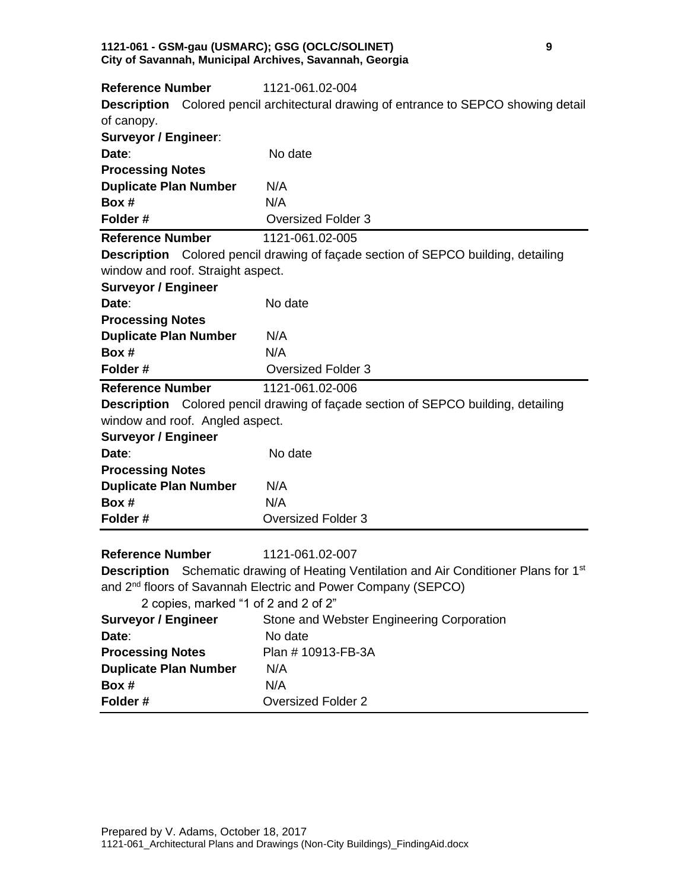**Reference Number** 1121-061.02-004

**Description** Colored pencil architectural drawing of entrance to SEPCO showing detail of canopy.

**Surveyor / Engineer**:

**Date**: No date

**Processing Notes**

**Duplicate Plan Number** N/A

**Box #** N/A

**Folder #** Oversized Folder 3

---

**Reference Number** 1121-061.02-005

**Description** Colored pencil drawing of façade section of SEPCO building, detailing window and roof. Straight aspect.

**Surveyor / Engineer**

**Date**: No date

**Processing Notes**

**Duplicate Plan Number** N/A

**Box #** N/A

**Folder #** Oversized Folder 3

---

**Reference Number** 1121-061.02-006

**Description** Colored pencil drawing of façade section of SEPCO building, detailing window and roof. Angled aspect.

**Surveyor / Engineer**

**Date**: No date

**Processing Notes**

**Duplicate Plan Number** N/A

**Box #** N/A

**Folder #** Oversized Folder 3

---

**Reference Number** 1121-061.02-007

**Description** Schematic drawing of Heating Ventilation and Air Conditioner Plans for 1st and 2nd floors of Savannah Electric and Power Company (SEPCO)

2 copies, marked "1 of 2 and 2 of 2"

**Surveyor / Engineer** Stone and Webster Engineering Corporation

**Date**: No date

**Processing Notes** Plan # 10913-FB-3A

**Duplicate Plan Number** N/A

**Box #** N/A

**Folder #** Oversized Folder 2

---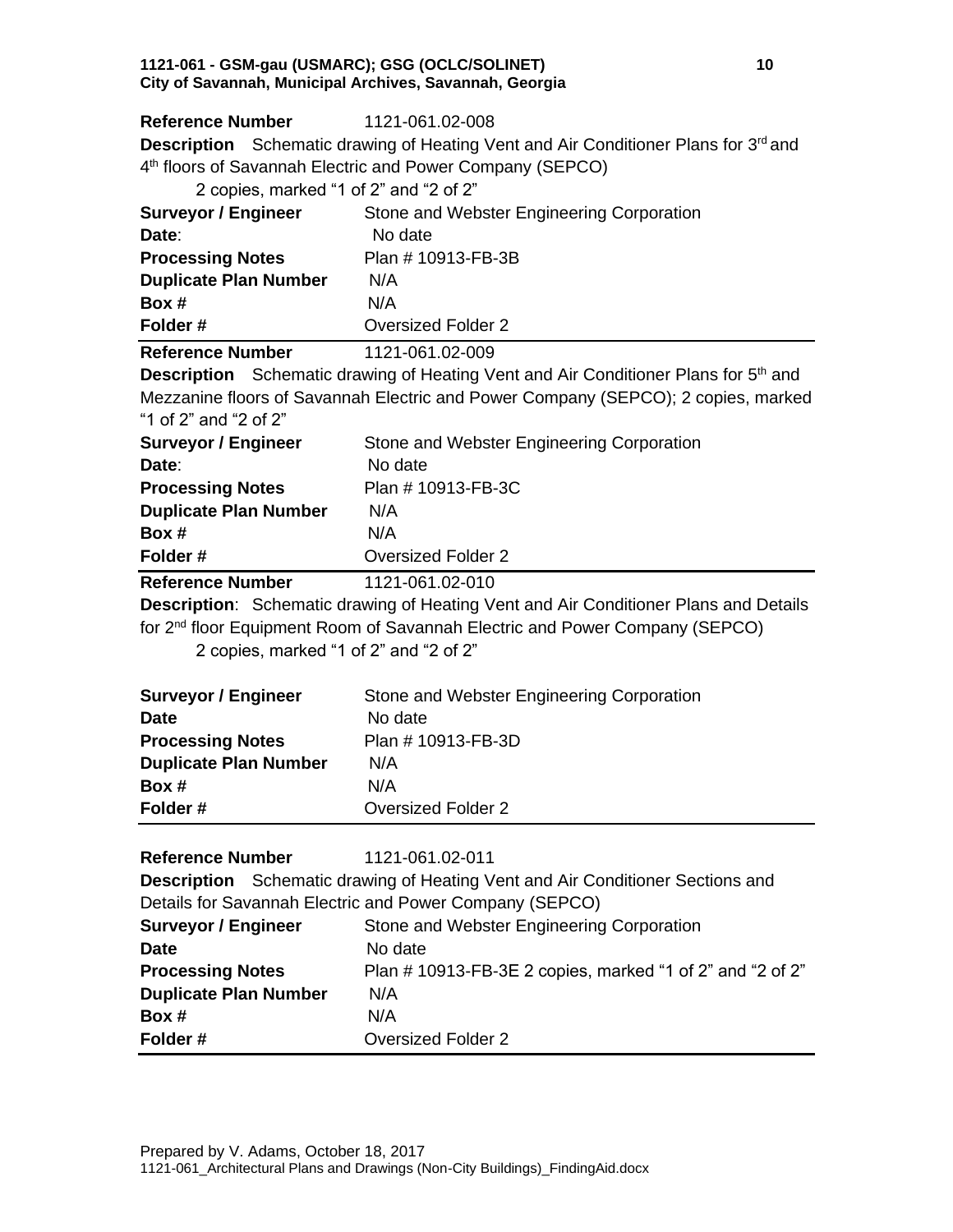**Reference Number** 1121-061.02-008

**Description** Schematic drawing of Heating Vent and Air Conditioner Plans for 3rd and 4th floors of Savannah Electric and Power Company (SEPCO)

2 copies, marked "1 of 2" and "2 of 2"

**Surveyor / Engineer** Stone and Webster Engineering Corporation
**Date**: No date
**Processing Notes** Plan # 10913-FB-3B
**Duplicate Plan Number** N/A
**Box #** N/A
**Folder #** Oversized Folder 2

---

**Reference Number** 1121-061.02-009

**Description** Schematic drawing of Heating Vent and Air Conditioner Plans for 5th and Mezzanine floors of Savannah Electric and Power Company (SEPCO); 2 copies, marked "1 of 2" and "2 of 2"

**Surveyor / Engineer** Stone and Webster Engineering Corporation
**Date**: No date
**Processing Notes** Plan # 10913-FB-3C
**Duplicate Plan Number** N/A
**Box #** N/A
**Folder #** Oversized Folder 2

---

**Reference Number** 1121-061.02-010

**Description**: Schematic drawing of Heating Vent and Air Conditioner Plans and Details for 2nd floor Equipment Room of Savannah Electric and Power Company (SEPCO)

2 copies, marked "1 of 2" and "2 of 2"

**Surveyor / Engineer** Stone and Webster Engineering Corporation
**Date** No date
**Processing Notes** Plan # 10913-FB-3D
**Duplicate Plan Number** N/A
**Box #** N/A
**Folder #** Oversized Folder 2

---

**Reference Number** 1121-061.02-011

**Description** Schematic drawing of Heating Vent and Air Conditioner Sections and Details for Savannah Electric and Power Company (SEPCO)

**Surveyor / Engineer** Stone and Webster Engineering Corporation
**Date** No date
**Processing Notes** Plan # 10913-FB-3E 2 copies, marked "1 of 2" and "2 of 2"
**Duplicate Plan Number** N/A
**Box #** N/A
**Folder #** Oversized Folder 2

---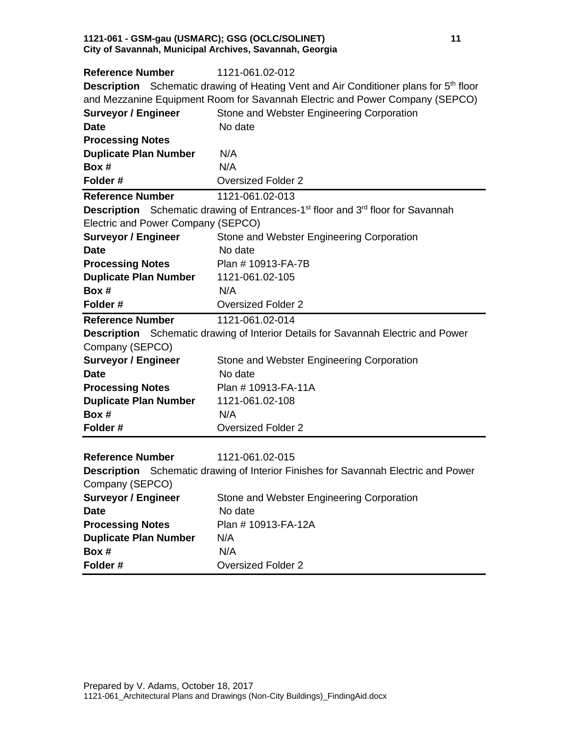**Reference Number** 1121-061.02-012

**Description** Schematic drawing of Heating Vent and Air Conditioner plans for 5th floor and Mezzanine Equipment Room for Savannah Electric and Power Company (SEPCO)

**Surveyor / Engineer** Stone and Webster Engineering Corporation

**Date** No date

**Processing Notes**

**Duplicate Plan Number** N/A

**Box #** N/A

**Folder #** Oversized Folder 2

---

**Reference Number** 1121-061.02-013

**Description** Schematic drawing of Entrances-1st floor and 3rd floor for Savannah Electric and Power Company (SEPCO)

**Surveyor / Engineer** Stone and Webster Engineering Corporation

**Date** No date

**Processing Notes** Plan # 10913-FA-7B

**Duplicate Plan Number** 1121-061.02-105

**Box #** N/A

**Folder #** Oversized Folder 2

---

**Reference Number** 1121-061.02-014

**Description** Schematic drawing of Interior Details for Savannah Electric and Power Company (SEPCO)

**Surveyor / Engineer** Stone and Webster Engineering Corporation

**Date** No date

**Processing Notes** Plan # 10913-FA-11A

**Duplicate Plan Number** 1121-061.02-108

**Box #** N/A

**Folder #** Oversized Folder 2

---

**Reference Number** 1121-061.02-015

**Description** Schematic drawing of Interior Finishes for Savannah Electric and Power Company (SEPCO)

**Surveyor / Engineer** Stone and Webster Engineering Corporation

**Date** No date

**Processing Notes** Plan # 10913-FA-12A

**Duplicate Plan Number** N/A

**Box #** N/A

**Folder #** Oversized Folder 2

---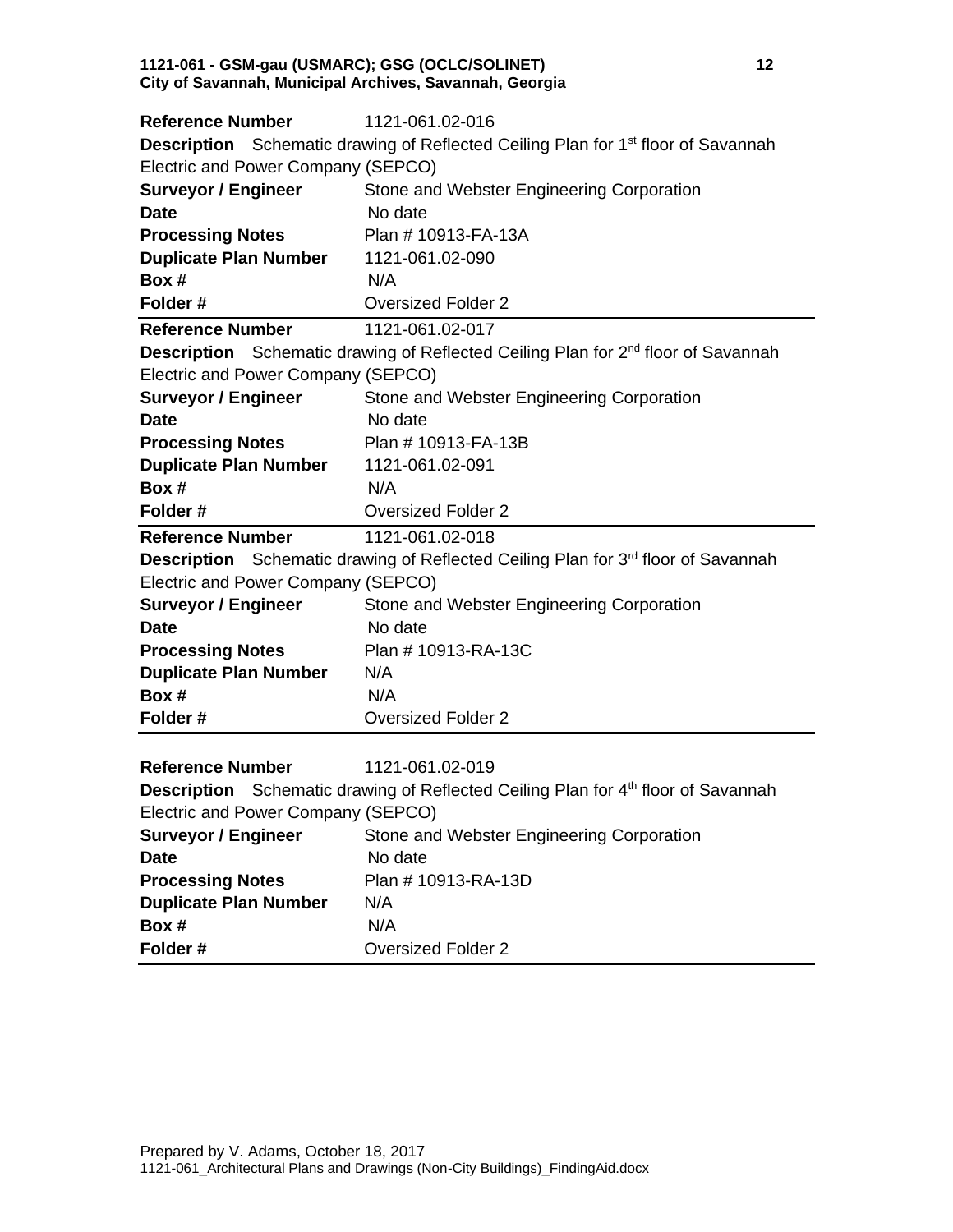**Reference Number** 1121-061.02-016
**Description** Schematic drawing of Reflected Ceiling Plan for 1st floor of Savannah Electric and Power Company (SEPCO)
**Surveyor / Engineer** Stone and Webster Engineering Corporation
**Date** No date
**Processing Notes** Plan # 10913-FA-13A
**Duplicate Plan Number** 1121-061.02-090
**Box #** N/A
**Folder #** Oversized Folder 2

---

**Reference Number** 1121-061.02-017
**Description** Schematic drawing of Reflected Ceiling Plan for 2nd floor of Savannah Electric and Power Company (SEPCO)
**Surveyor / Engineer** Stone and Webster Engineering Corporation
**Date** No date
**Processing Notes** Plan # 10913-FA-13B
**Duplicate Plan Number** 1121-061.02-091
**Box #** N/A
**Folder #** Oversized Folder 2

---

**Reference Number** 1121-061.02-018
**Description** Schematic drawing of Reflected Ceiling Plan for 3rd floor of Savannah Electric and Power Company (SEPCO)
**Surveyor / Engineer** Stone and Webster Engineering Corporation
**Date** No date
**Processing Notes** Plan # 10913-RA-13C
**Duplicate Plan Number** N/A
**Box #** N/A
**Folder #** Oversized Folder 2

---

**Reference Number** 1121-061.02-019
**Description** Schematic drawing of Reflected Ceiling Plan for 4th floor of Savannah Electric and Power Company (SEPCO)
**Surveyor / Engineer** Stone and Webster Engineering Corporation
**Date** No date
**Processing Notes** Plan # 10913-RA-13D
**Duplicate Plan Number** N/A
**Box #** N/A
**Folder #** Oversized Folder 2

---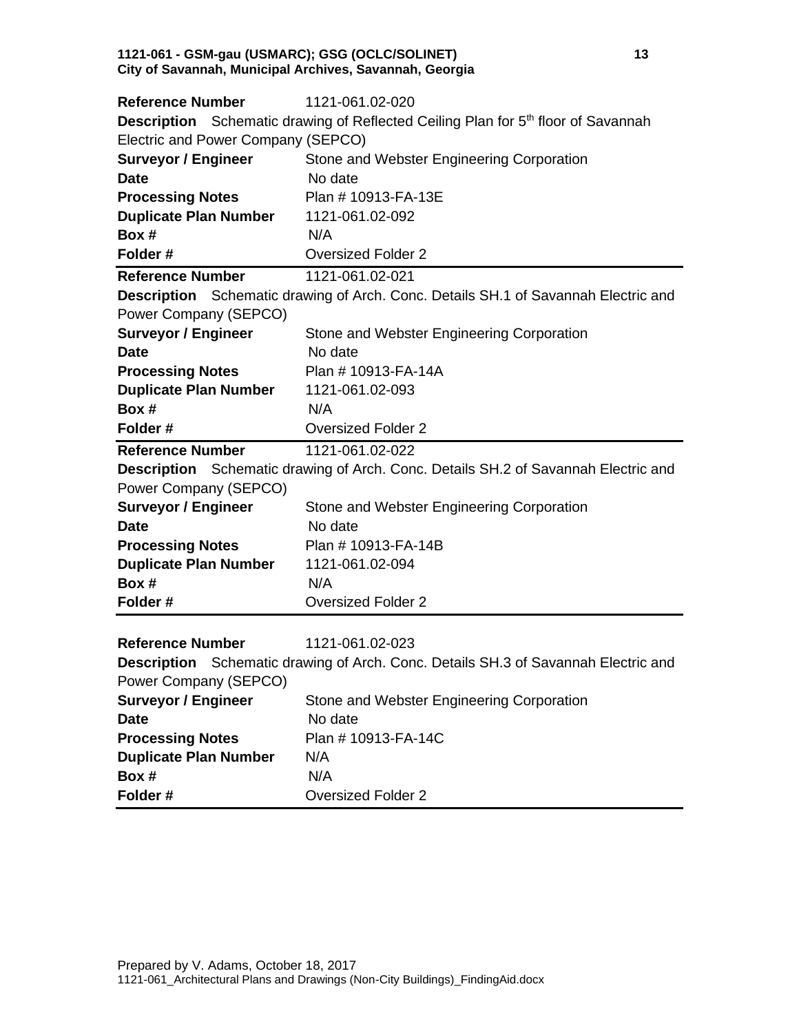**Reference Number** 1121-061.02-020

**Description** Schematic drawing of Reflected Ceiling Plan for 5th floor of Savannah Electric and Power Company (SEPCO)

**Surveyor / Engineer** Stone and Webster Engineering Corporation

**Date** No date

**Processing Notes** Plan # 10913-FA-13E

**Duplicate Plan Number** 1121-061.02-092

**Box #** N/A

**Folder #** Oversized Folder 2

---

**Reference Number** 1121-061.02-021

**Description** Schematic drawing of Arch. Conc. Details SH.1 of Savannah Electric and Power Company (SEPCO)

**Surveyor / Engineer** Stone and Webster Engineering Corporation

**Date** No date

**Processing Notes** Plan # 10913-FA-14A

**Duplicate Plan Number** 1121-061.02-093

**Box #** N/A

**Folder #** Oversized Folder 2

---

**Reference Number** 1121-061.02-022

**Description** Schematic drawing of Arch. Conc. Details SH.2 of Savannah Electric and Power Company (SEPCO)

**Surveyor / Engineer** Stone and Webster Engineering Corporation

**Date** No date

**Processing Notes** Plan # 10913-FA-14B

**Duplicate Plan Number** 1121-061.02-094

**Box #** N/A

**Folder #** Oversized Folder 2

---

**Reference Number** 1121-061.02-023

**Description** Schematic drawing of Arch. Conc. Details SH.3 of Savannah Electric and Power Company (SEPCO)

**Surveyor / Engineer** Stone and Webster Engineering Corporation

**Date** No date

**Processing Notes** Plan # 10913-FA-14C

**Duplicate Plan Number** N/A

**Box #** N/A

**Folder #** Oversized Folder 2

---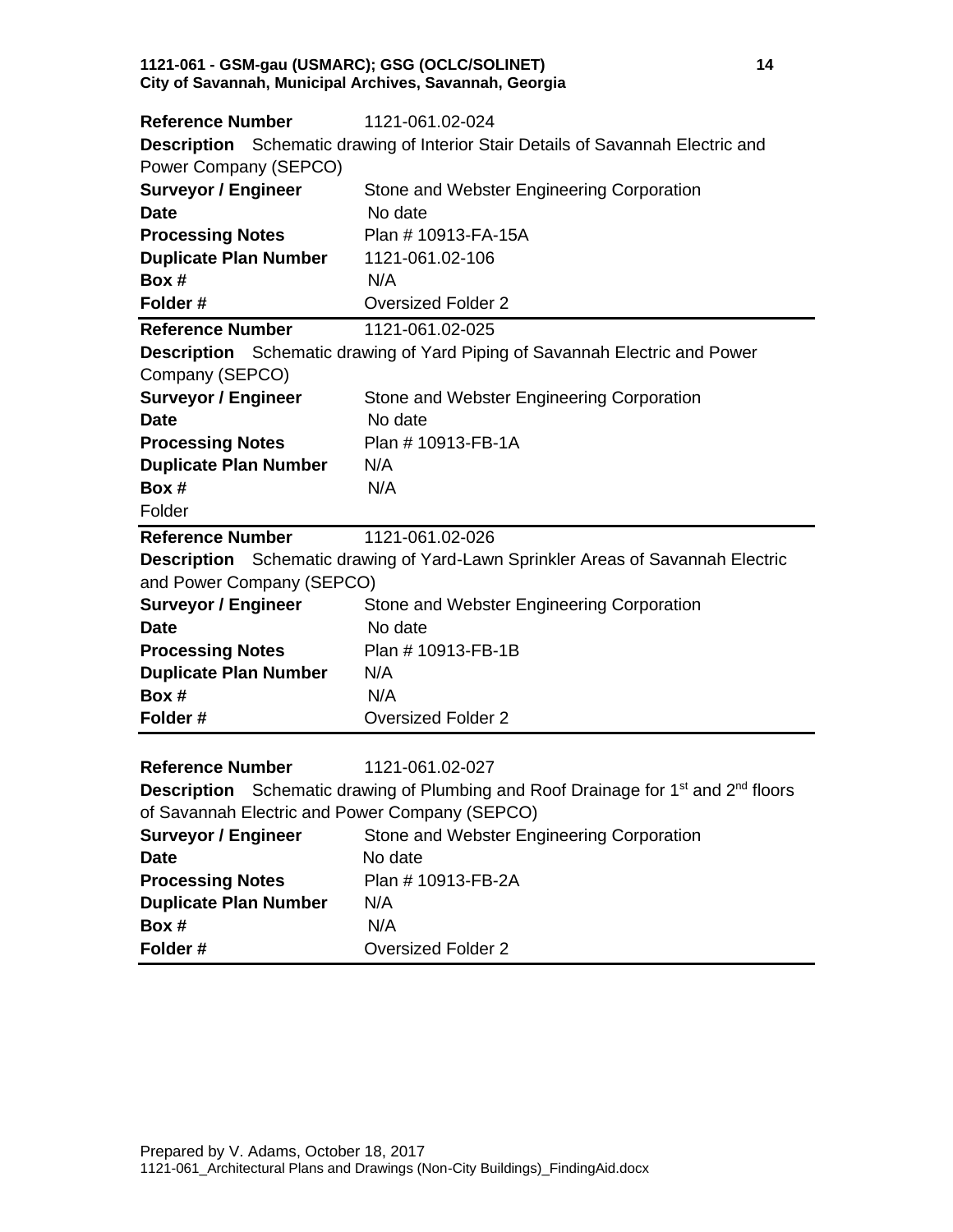| | |
|---|---|
| **Reference Number** | 1121-061.02-024 |
| **Description** Schematic drawing of Interior Stair Details of Savannah Electric and Power Company (SEPCO) | |
| **Surveyor / Engineer** | Stone and Webster Engineering Corporation |
| **Date** | No date |
| **Processing Notes** | Plan # 10913-FA-15A |
| **Duplicate Plan Number** | 1121-061.02-106 |
| **Box #** | N/A |
| **Folder #** | Oversized Folder 2 |

| | |
|---|---|
| **Reference Number** | 1121-061.02-025 |
| **Description** Schematic drawing of Yard Piping of Savannah Electric and Power Company (SEPCO) | |
| **Surveyor / Engineer** | Stone and Webster Engineering Corporation |
| **Date** | No date |
| **Processing Notes** | Plan # 10913-FB-1A |
| **Duplicate Plan Number** | N/A |
| **Box #** | N/A |
| Folder | |

| | |
|---|---|
| **Reference Number** | 1121-061.02-026 |
| **Description** Schematic drawing of Yard-Lawn Sprinkler Areas of Savannah Electric and Power Company (SEPCO) | |
| **Surveyor / Engineer** | Stone and Webster Engineering Corporation |
| **Date** | No date |
| **Processing Notes** | Plan # 10913-FB-1B |
| **Duplicate Plan Number** | N/A |
| **Box #** | N/A |
| **Folder #** | Oversized Folder 2 |

| | |
|---|---|
| **Reference Number** | 1121-061.02-027 |
| **Description** Schematic drawing of Plumbing and Roof Drainage for 1st and 2nd floors of Savannah Electric and Power Company (SEPCO) | |
| **Surveyor / Engineer** | Stone and Webster Engineering Corporation |
| **Date** | No date |
| **Processing Notes** | Plan # 10913-FB-2A |
| **Duplicate Plan Number** | N/A |
| **Box #** | N/A |
| **Folder #** | Oversized Folder 2 |

Prepared by V. Adams, October 18, 2017
1121-061_Architectural Plans and Drawings (Non-City Buildings)_FindingAid.docx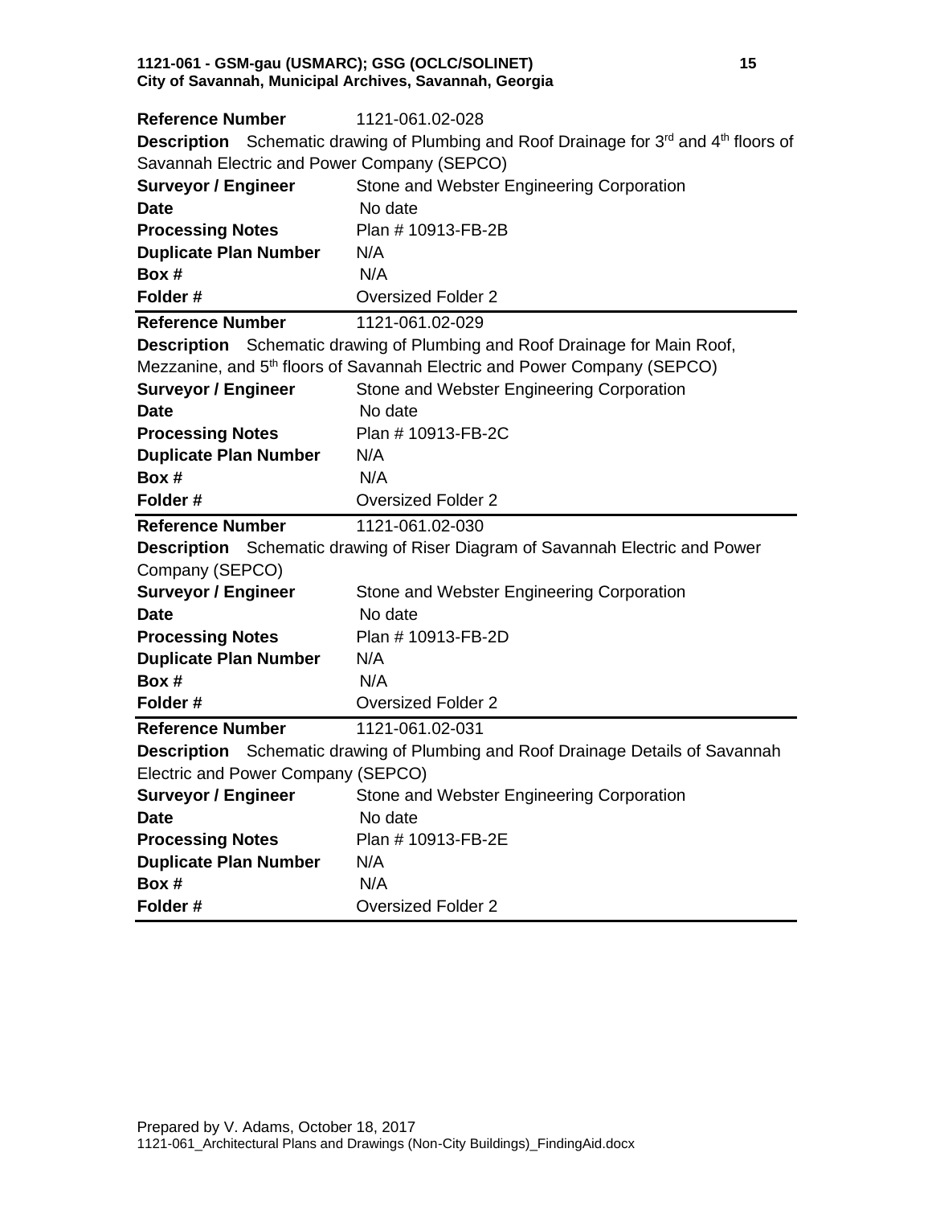**Reference Number** 1121-061.02-028

**Description** Schematic drawing of Plumbing and Roof Drainage for 3rd and 4th floors of Savannah Electric and Power Company (SEPCO)

**Surveyor / Engineer** Stone and Webster Engineering Corporation

**Date** No date

**Processing Notes** Plan # 10913-FB-2B

**Duplicate Plan Number** N/A

**Box #** N/A

**Folder #** Oversized Folder 2

---

**Reference Number** 1121-061.02-029

**Description** Schematic drawing of Plumbing and Roof Drainage for Main Roof, Mezzanine, and 5th floors of Savannah Electric and Power Company (SEPCO)

**Surveyor / Engineer** Stone and Webster Engineering Corporation

**Date** No date

**Processing Notes** Plan # 10913-FB-2C

**Duplicate Plan Number** N/A

**Box #** N/A

**Folder #** Oversized Folder 2

---

**Reference Number** 1121-061.02-030

**Description** Schematic drawing of Riser Diagram of Savannah Electric and Power Company (SEPCO)

**Surveyor / Engineer** Stone and Webster Engineering Corporation

**Date** No date

**Processing Notes** Plan # 10913-FB-2D

**Duplicate Plan Number** N/A

**Box #** N/A

**Folder #** Oversized Folder 2

---

**Reference Number** 1121-061.02-031

**Description** Schematic drawing of Plumbing and Roof Drainage Details of Savannah Electric and Power Company (SEPCO)

**Surveyor / Engineer** Stone and Webster Engineering Corporation

**Date** No date

**Processing Notes** Plan # 10913-FB-2E

**Duplicate Plan Number** N/A

**Box #** N/A

**Folder #** Oversized Folder 2

---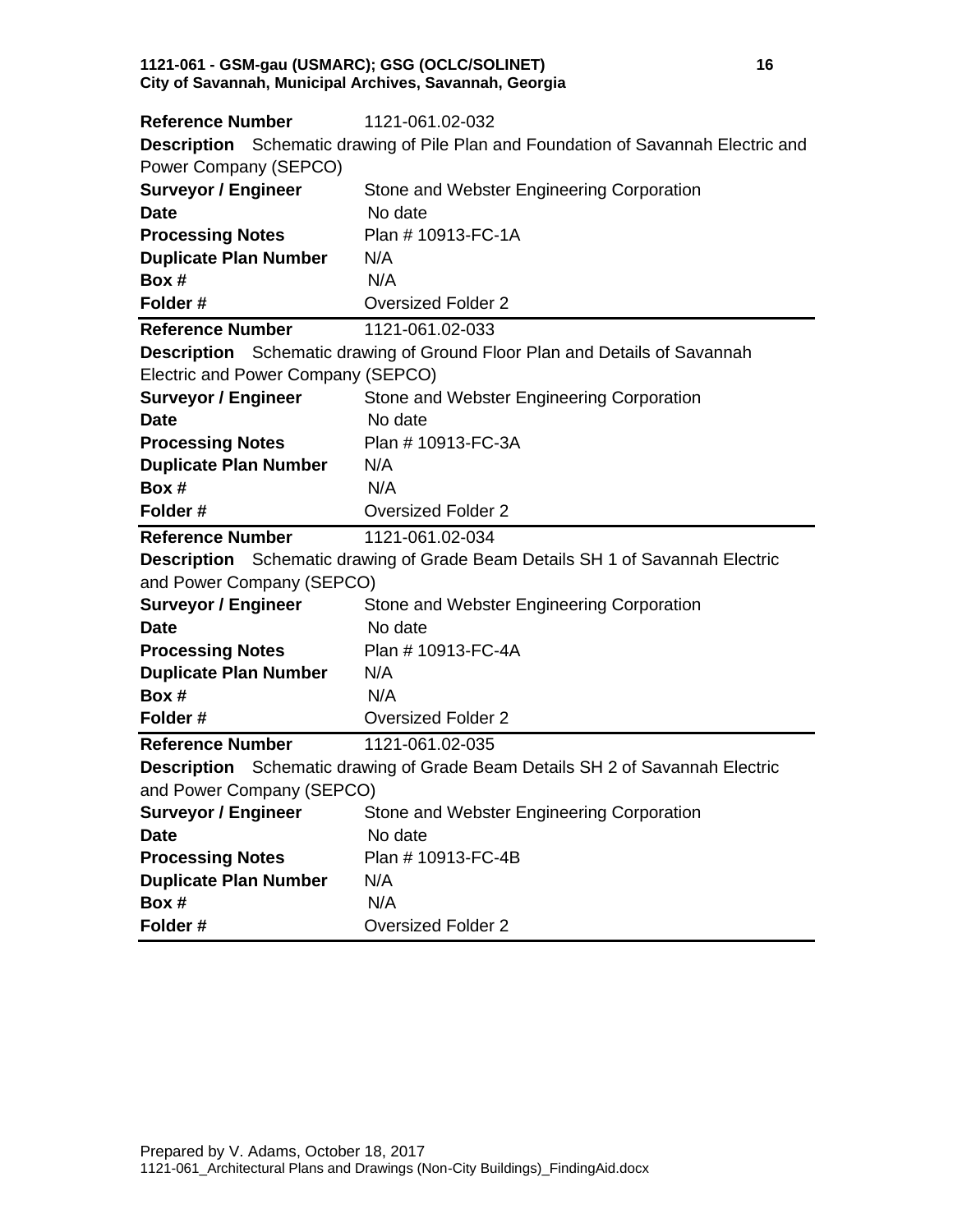**Reference Number** 1121-061.02-032

**Description** Schematic drawing of Pile Plan and Foundation of Savannah Electric and Power Company (SEPCO)

**Surveyor / Engineer** Stone and Webster Engineering Corporation

**Date** No date

**Processing Notes** Plan # 10913-FC-1A

**Duplicate Plan Number** N/A

**Box #** N/A

**Folder #** Oversized Folder 2

---

**Reference Number** 1121-061.02-033

**Description** Schematic drawing of Ground Floor Plan and Details of Savannah Electric and Power Company (SEPCO)

**Surveyor / Engineer** Stone and Webster Engineering Corporation

**Date** No date

**Processing Notes** Plan # 10913-FC-3A

**Duplicate Plan Number** N/A

**Box #** N/A

**Folder #** Oversized Folder 2

---

**Reference Number** 1121-061.02-034

**Description** Schematic drawing of Grade Beam Details SH 1 of Savannah Electric and Power Company (SEPCO)

**Surveyor / Engineer** Stone and Webster Engineering Corporation

**Date** No date

**Processing Notes** Plan # 10913-FC-4A

**Duplicate Plan Number** N/A

**Box #** N/A

**Folder #** Oversized Folder 2

---

**Reference Number** 1121-061.02-035

**Description** Schematic drawing of Grade Beam Details SH 2 of Savannah Electric and Power Company (SEPCO)

**Surveyor / Engineer** Stone and Webster Engineering Corporation

**Date** No date

**Processing Notes** Plan # 10913-FC-4B

**Duplicate Plan Number** N/A

**Box #** N/A

**Folder #** Oversized Folder 2

---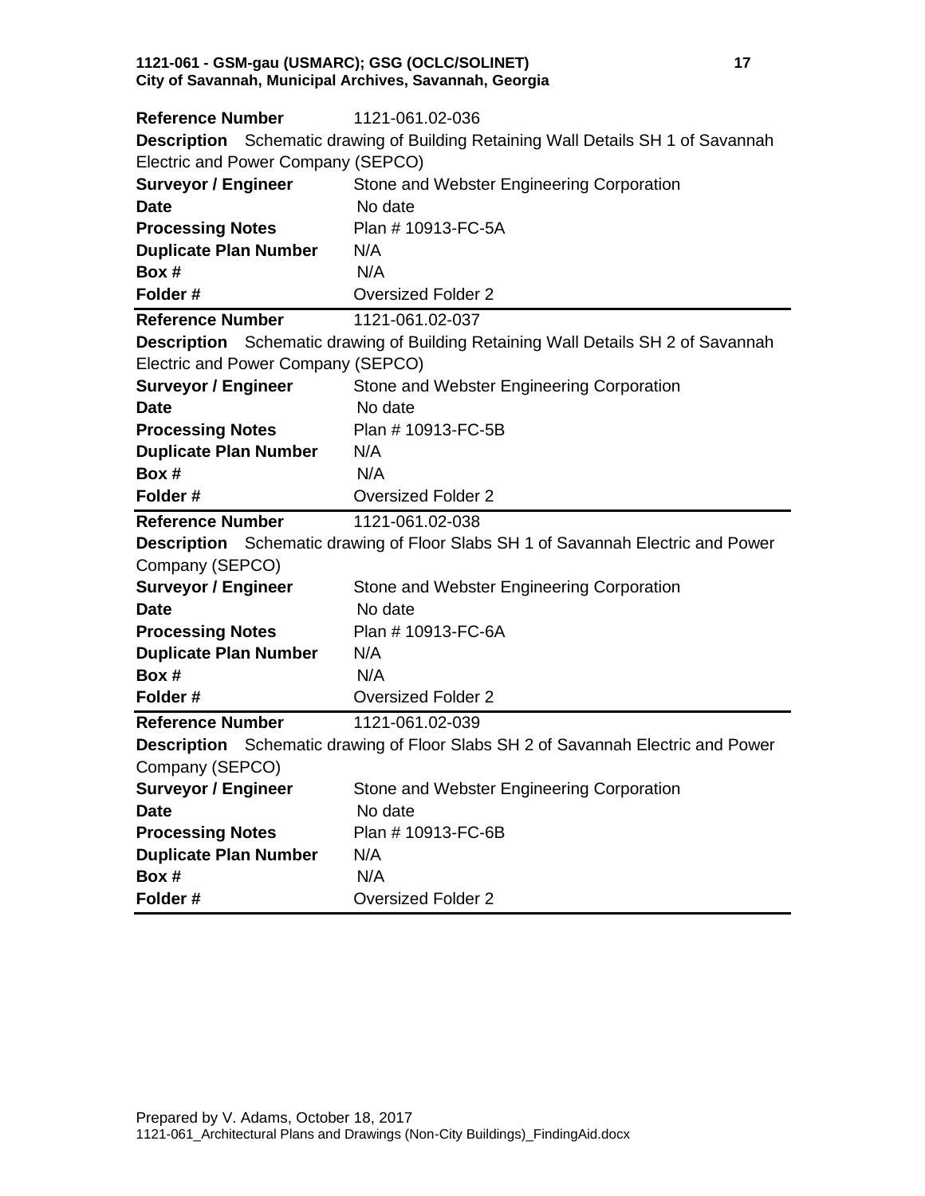| **Reference Number** | 1121-061.02-036 |
|---|---|
| **Description** | Schematic drawing of Building Retaining Wall Details SH 1 of Savannah Electric and Power Company (SEPCO) |
| **Surveyor / Engineer** | Stone and Webster Engineering Corporation |
| **Date** | No date |
| **Processing Notes** | Plan # 10913-FC-5A |
| **Duplicate Plan Number** | N/A |
| **Box #** | N/A |
| **Folder #** | Oversized Folder 2 |

| **Reference Number** | 1121-061.02-037 |
|---|---|
| **Description** | Schematic drawing of Building Retaining Wall Details SH 2 of Savannah Electric and Power Company (SEPCO) |
| **Surveyor / Engineer** | Stone and Webster Engineering Corporation |
| **Date** | No date |
| **Processing Notes** | Plan # 10913-FC-5B |
| **Duplicate Plan Number** | N/A |
| **Box #** | N/A |
| **Folder #** | Oversized Folder 2 |

| **Reference Number** | 1121-061.02-038 |
|---|---|
| **Description** | Schematic drawing of Floor Slabs SH 1 of Savannah Electric and Power Company (SEPCO) |
| **Surveyor / Engineer** | Stone and Webster Engineering Corporation |
| **Date** | No date |
| **Processing Notes** | Plan # 10913-FC-6A |
| **Duplicate Plan Number** | N/A |
| **Box #** | N/A |
| **Folder #** | Oversized Folder 2 |

| **Reference Number** | 1121-061.02-039 |
|---|---|
| **Description** | Schematic drawing of Floor Slabs SH 2 of Savannah Electric and Power Company (SEPCO) |
| **Surveyor / Engineer** | Stone and Webster Engineering Corporation |
| **Date** | No date |
| **Processing Notes** | Plan # 10913-FC-6B |
| **Duplicate Plan Number** | N/A |
| **Box #** | N/A |
| **Folder #** | Oversized Folder 2 |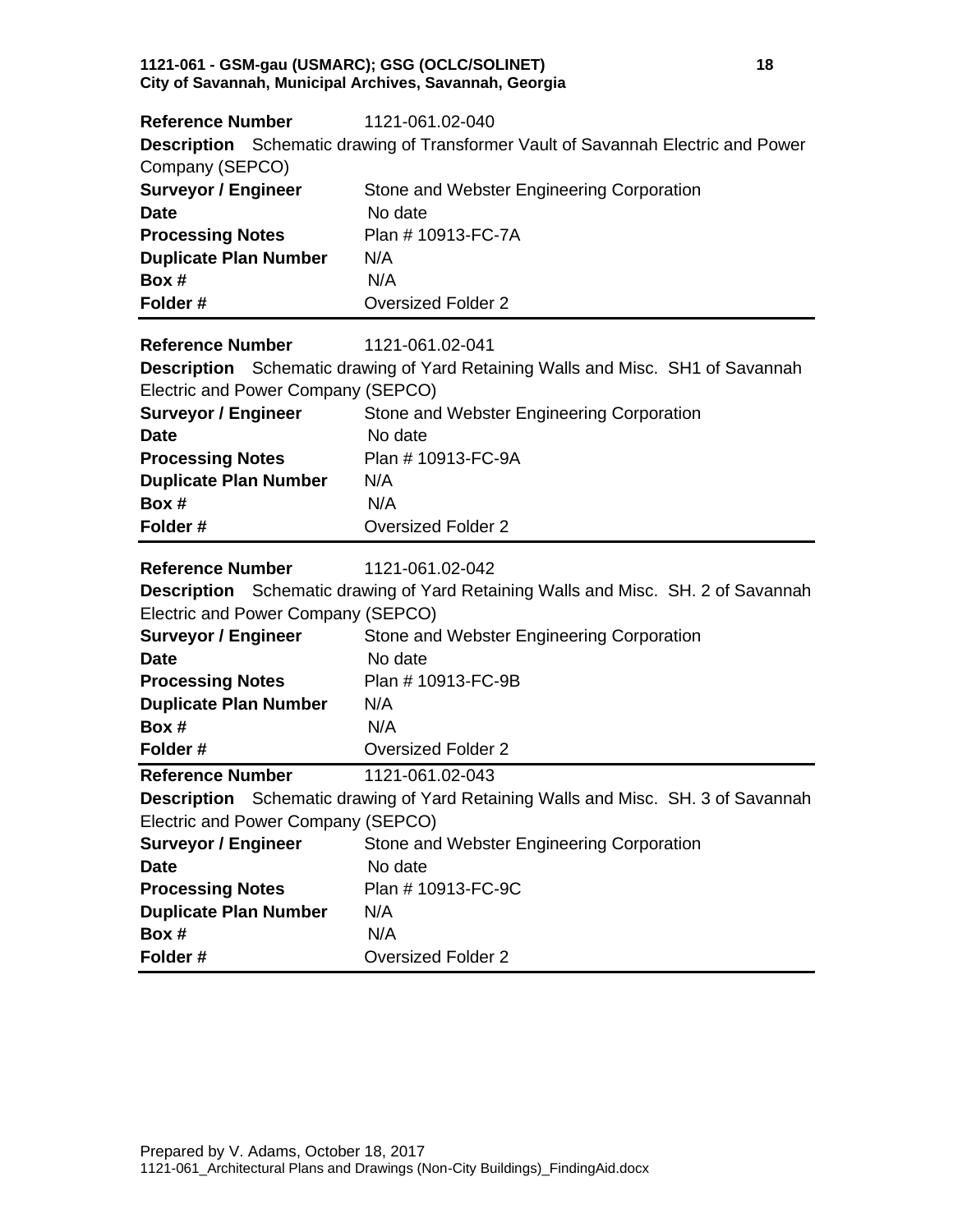**Reference Number** 1121-061.02-040

**Description** Schematic drawing of Transformer Vault of Savannah Electric and Power Company (SEPCO)

**Surveyor / Engineer** Stone and Webster Engineering Corporation

**Date** No date

**Processing Notes** Plan # 10913-FC-7A

**Duplicate Plan Number** N/A

**Box #** N/A

**Folder #** Oversized Folder 2

---

**Reference Number** 1121-061.02-041

**Description** Schematic drawing of Yard Retaining Walls and Misc. SH1 of Savannah Electric and Power Company (SEPCO)

**Surveyor / Engineer** Stone and Webster Engineering Corporation

**Date** No date

**Processing Notes** Plan # 10913-FC-9A

**Duplicate Plan Number** N/A

**Box #** N/A

**Folder #** Oversized Folder 2

---

**Reference Number** 1121-061.02-042

**Description** Schematic drawing of Yard Retaining Walls and Misc. SH. 2 of Savannah Electric and Power Company (SEPCO)

**Surveyor / Engineer** Stone and Webster Engineering Corporation

**Date** No date

**Processing Notes** Plan # 10913-FC-9B

**Duplicate Plan Number** N/A

**Box #** N/A

**Folder #** Oversized Folder 2

---

**Reference Number** 1121-061.02-043

**Description** Schematic drawing of Yard Retaining Walls and Misc. SH. 3 of Savannah Electric and Power Company (SEPCO)

**Surveyor / Engineer** Stone and Webster Engineering Corporation

**Date** No date

**Processing Notes** Plan # 10913-FC-9C

**Duplicate Plan Number** N/A

**Box #** N/A

**Folder #** Oversized Folder 2

---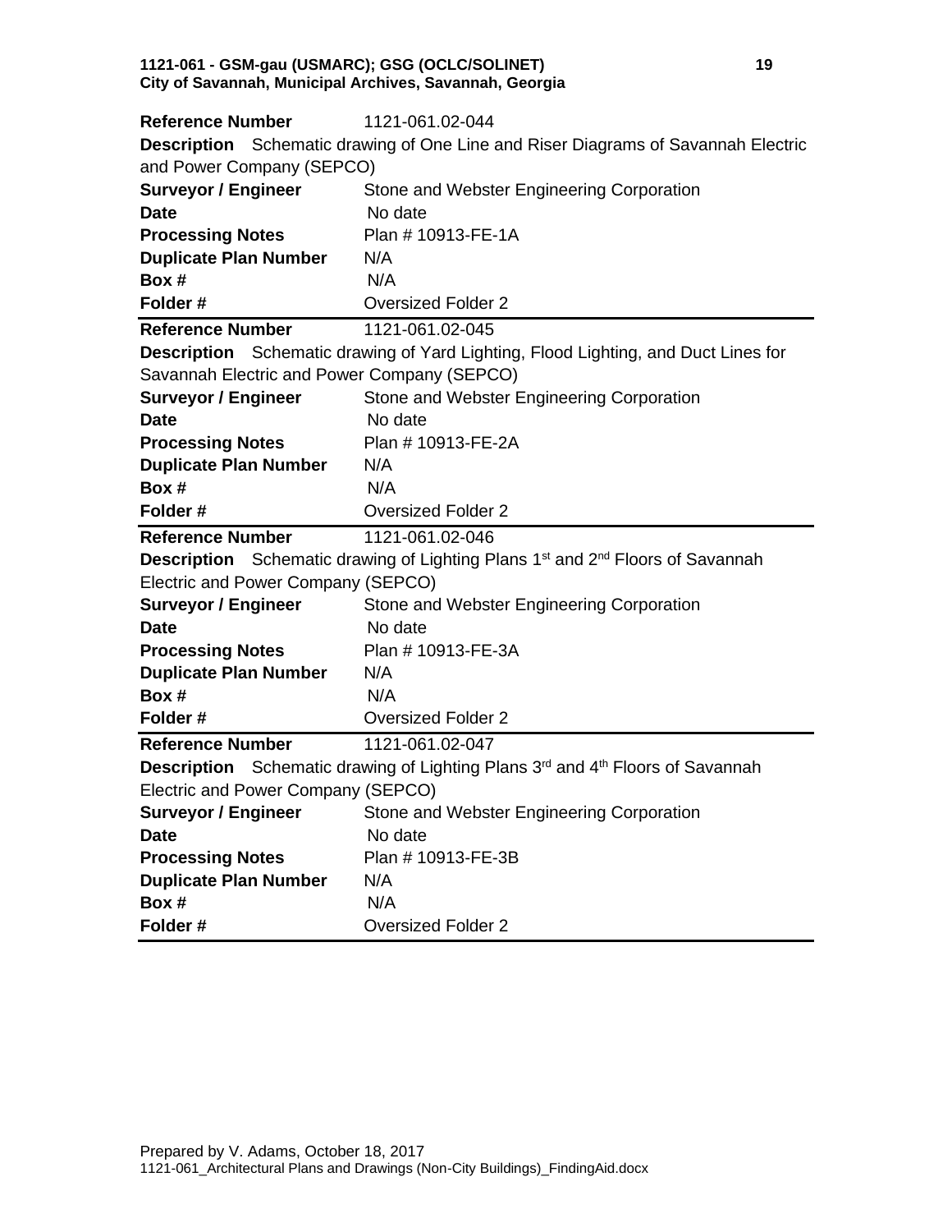| | |
|---|---|
| **Reference Number** | 1121-061.02-044 |
| **Description** | Schematic drawing of One Line and Riser Diagrams of Savannah Electric and Power Company (SEPCO) |
| **Surveyor / Engineer** | Stone and Webster Engineering Corporation |
| **Date** | No date |
| **Processing Notes** | Plan # 10913-FE-1A |
| **Duplicate Plan Number** | N/A |
| **Box #** | N/A |
| **Folder #** | Oversized Folder 2 |

| | |
|---|---|
| **Reference Number** | 1121-061.02-045 |
| **Description** | Schematic drawing of Yard Lighting, Flood Lighting, and Duct Lines for Savannah Electric and Power Company (SEPCO) |
| **Surveyor / Engineer** | Stone and Webster Engineering Corporation |
| **Date** | No date |
| **Processing Notes** | Plan # 10913-FE-2A |
| **Duplicate Plan Number** | N/A |
| **Box #** | N/A |
| **Folder #** | Oversized Folder 2 |

| | |
|---|---|
| **Reference Number** | 1121-061.02-046 |
| **Description** | Schematic drawing of Lighting Plans 1st and 2nd Floors of Savannah Electric and Power Company (SEPCO) |
| **Surveyor / Engineer** | Stone and Webster Engineering Corporation |
| **Date** | No date |
| **Processing Notes** | Plan # 10913-FE-3A |
| **Duplicate Plan Number** | N/A |
| **Box #** | N/A |
| **Folder #** | Oversized Folder 2 |

| | |
|---|---|
| **Reference Number** | 1121-061.02-047 |
| **Description** | Schematic drawing of Lighting Plans 3rd and 4th Floors of Savannah Electric and Power Company (SEPCO) |
| **Surveyor / Engineer** | Stone and Webster Engineering Corporation |
| **Date** | No date |
| **Processing Notes** | Plan # 10913-FE-3B |
| **Duplicate Plan Number** | N/A |
| **Box #** | N/A |
| **Folder #** | Oversized Folder 2 |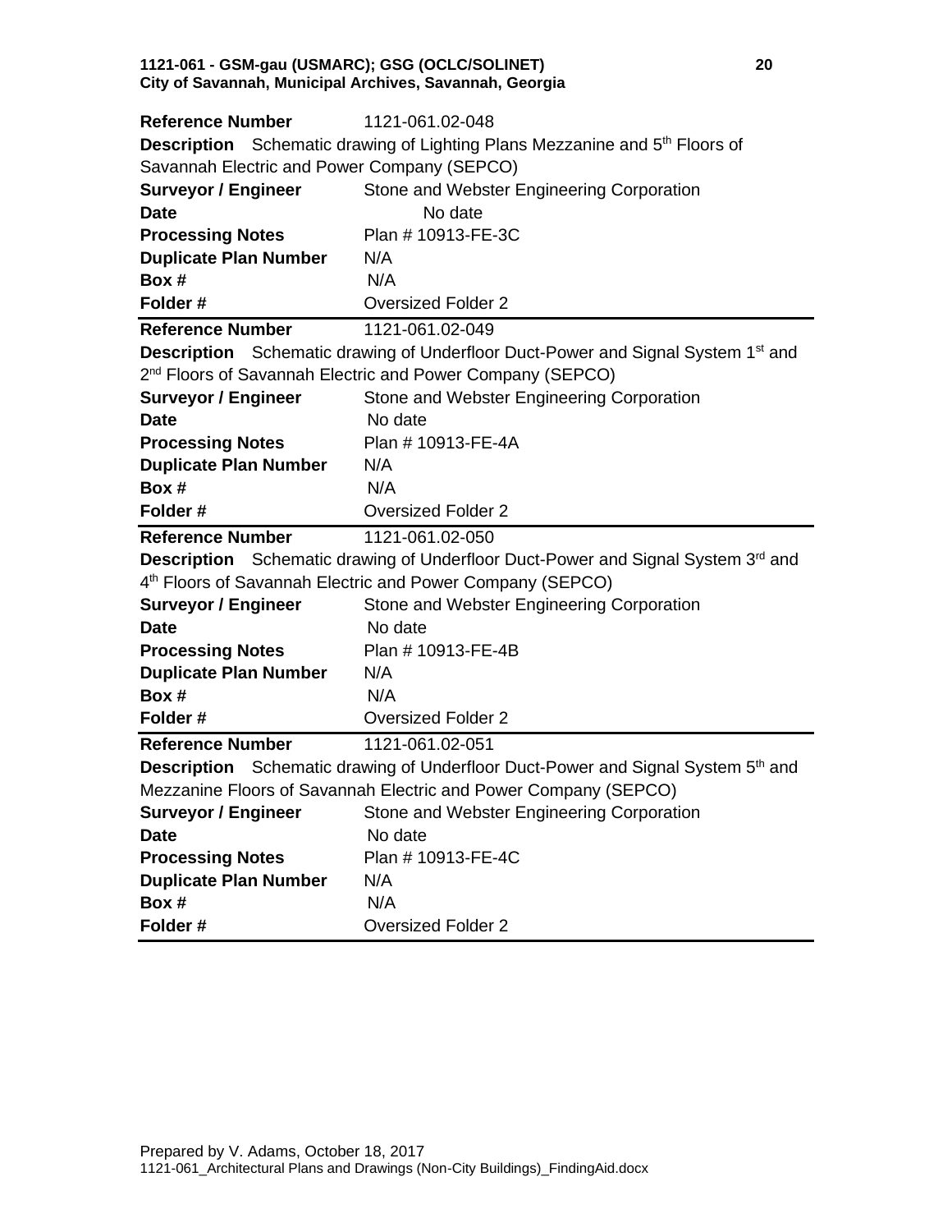| | |
|---|---|
| **Reference Number** | 1121-061.02-048 |
| **Description** Schematic drawing of Lighting Plans Mezzanine and 5th Floors of Savannah Electric and Power Company (SEPCO) | |
| **Surveyor / Engineer** | Stone and Webster Engineering Corporation |
| **Date** | No date |
| **Processing Notes** | Plan # 10913-FE-3C |
| **Duplicate Plan Number** | N/A |
| **Box #** | N/A |
| **Folder #** | Oversized Folder 2 |

| | |
|---|---|
| **Reference Number** | 1121-061.02-049 |
| **Description** Schematic drawing of Underfloor Duct-Power and Signal System 1st and 2nd Floors of Savannah Electric and Power Company (SEPCO) | |
| **Surveyor / Engineer** | Stone and Webster Engineering Corporation |
| **Date** | No date |
| **Processing Notes** | Plan # 10913-FE-4A |
| **Duplicate Plan Number** | N/A |
| **Box #** | N/A |
| **Folder #** | Oversized Folder 2 |

| | |
|---|---|
| **Reference Number** | 1121-061.02-050 |
| **Description** Schematic drawing of Underfloor Duct-Power and Signal System 3rd and 4th Floors of Savannah Electric and Power Company (SEPCO) | |
| **Surveyor / Engineer** | Stone and Webster Engineering Corporation |
| **Date** | No date |
| **Processing Notes** | Plan # 10913-FE-4B |
| **Duplicate Plan Number** | N/A |
| **Box #** | N/A |
| **Folder #** | Oversized Folder 2 |

| | |
|---|---|
| **Reference Number** | 1121-061.02-051 |
| **Description** Schematic drawing of Underfloor Duct-Power and Signal System 5th and Mezzanine Floors of Savannah Electric and Power Company (SEPCO) | |
| **Surveyor / Engineer** | Stone and Webster Engineering Corporation |
| **Date** | No date |
| **Processing Notes** | Plan # 10913-FE-4C |
| **Duplicate Plan Number** | N/A |
| **Box #** | N/A |
| **Folder #** | Oversized Folder 2 |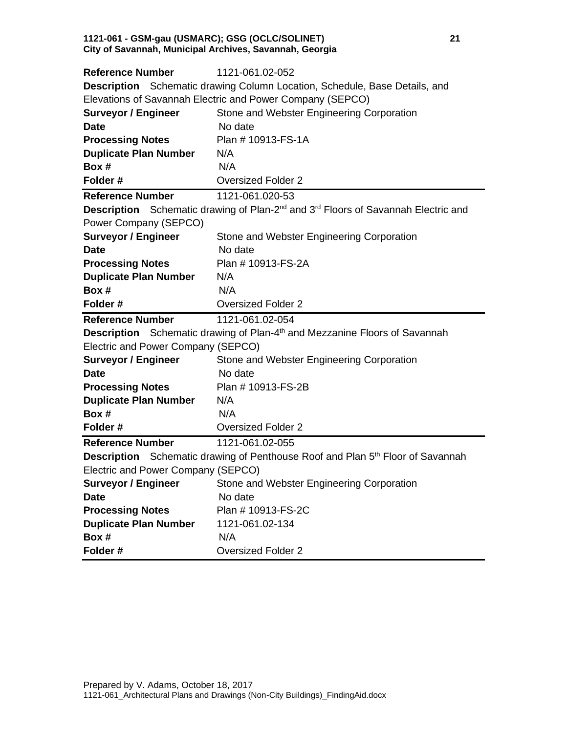| | |
|---|---|
| **Reference Number** | 1121-061.02-052 |
| **Description** Schematic drawing Column Location, Schedule, Base Details, and Elevations of Savannah Electric and Power Company (SEPCO) | |
| **Surveyor / Engineer** | Stone and Webster Engineering Corporation |
| **Date** | No date |
| **Processing Notes** | Plan # 10913-FS-1A |
| **Duplicate Plan Number** | N/A |
| **Box #** | N/A |
| **Folder #** | Oversized Folder 2 |

| | |
|---|---|
| **Reference Number** | 1121-061.020-53 |
| **Description** Schematic drawing of Plan-2nd and 3rd Floors of Savannah Electric and Power Company (SEPCO) | |
| **Surveyor / Engineer** | Stone and Webster Engineering Corporation |
| **Date** | No date |
| **Processing Notes** | Plan # 10913-FS-2A |
| **Duplicate Plan Number** | N/A |
| **Box #** | N/A |
| **Folder #** | Oversized Folder 2 |

| | |
|---|---|
| **Reference Number** | 1121-061.02-054 |
| **Description** Schematic drawing of Plan-4th and Mezzanine Floors of Savannah Electric and Power Company (SEPCO) | |
| **Surveyor / Engineer** | Stone and Webster Engineering Corporation |
| **Date** | No date |
| **Processing Notes** | Plan # 10913-FS-2B |
| **Duplicate Plan Number** | N/A |
| **Box #** | N/A |
| **Folder #** | Oversized Folder 2 |

| | |
|---|---|
| **Reference Number** | 1121-061.02-055 |
| **Description** Schematic drawing of Penthouse Roof and Plan 5th Floor of Savannah Electric and Power Company (SEPCO) | |
| **Surveyor / Engineer** | Stone and Webster Engineering Corporation |
| **Date** | No date |
| **Processing Notes** | Plan # 10913-FS-2C |
| **Duplicate Plan Number** | 1121-061.02-134 |
| **Box #** | N/A |
| **Folder #** | Oversized Folder 2 |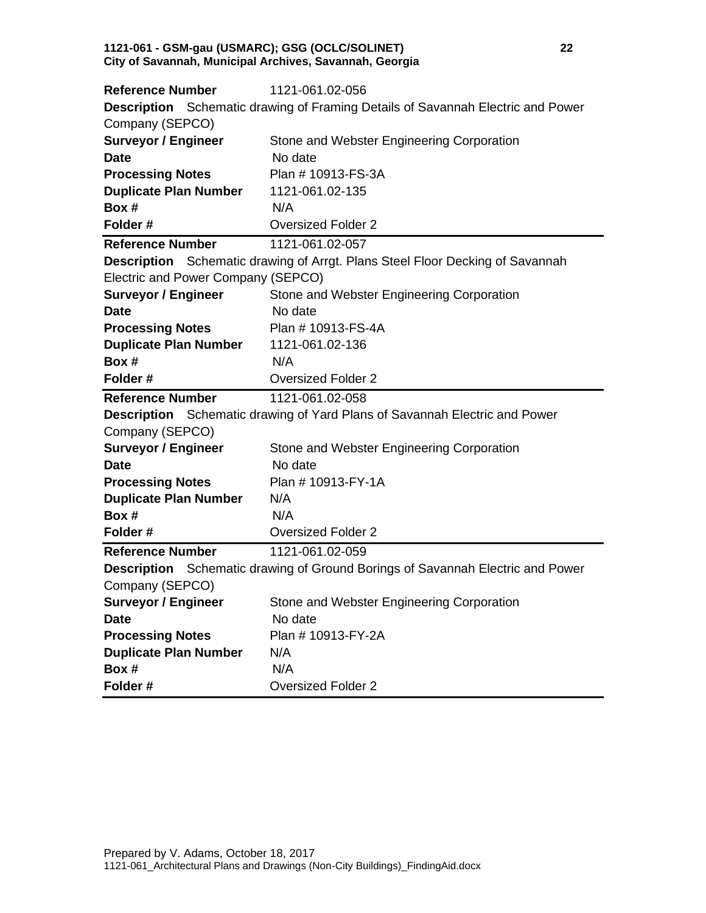**Reference Number** 1121-061.02-056

**Description** Schematic drawing of Framing Details of Savannah Electric and Power Company (SEPCO)

| | |
|---|---|
| **Surveyor / Engineer** | Stone and Webster Engineering Corporation |
| **Date** | No date |
| **Processing Notes** | Plan # 10913-FS-3A |
| **Duplicate Plan Number** | 1121-061.02-135 |
| **Box #** | N/A |
| **Folder #** | Oversized Folder 2 |

---

**Reference Number** 1121-061.02-057

**Description** Schematic drawing of Arrgt. Plans Steel Floor Decking of Savannah Electric and Power Company (SEPCO)

| | |
|---|---|
| **Surveyor / Engineer** | Stone and Webster Engineering Corporation |
| **Date** | No date |
| **Processing Notes** | Plan # 10913-FS-4A |
| **Duplicate Plan Number** | 1121-061.02-136 |
| **Box #** | N/A |
| **Folder #** | Oversized Folder 2 |

---

**Reference Number** 1121-061.02-058

**Description** Schematic drawing of Yard Plans of Savannah Electric and Power Company (SEPCO)

| | |
|---|---|
| **Surveyor / Engineer** | Stone and Webster Engineering Corporation |
| **Date** | No date |
| **Processing Notes** | Plan # 10913-FY-1A |
| **Duplicate Plan Number** | N/A |
| **Box #** | N/A |
| **Folder #** | Oversized Folder 2 |

---

**Reference Number** 1121-061.02-059

**Description** Schematic drawing of Ground Borings of Savannah Electric and Power Company (SEPCO)

| | |
|---|---|
| **Surveyor / Engineer** | Stone and Webster Engineering Corporation |
| **Date** | No date |
| **Processing Notes** | Plan # 10913-FY-2A |
| **Duplicate Plan Number** | N/A |
| **Box #** | N/A |
| **Folder #** | Oversized Folder 2 |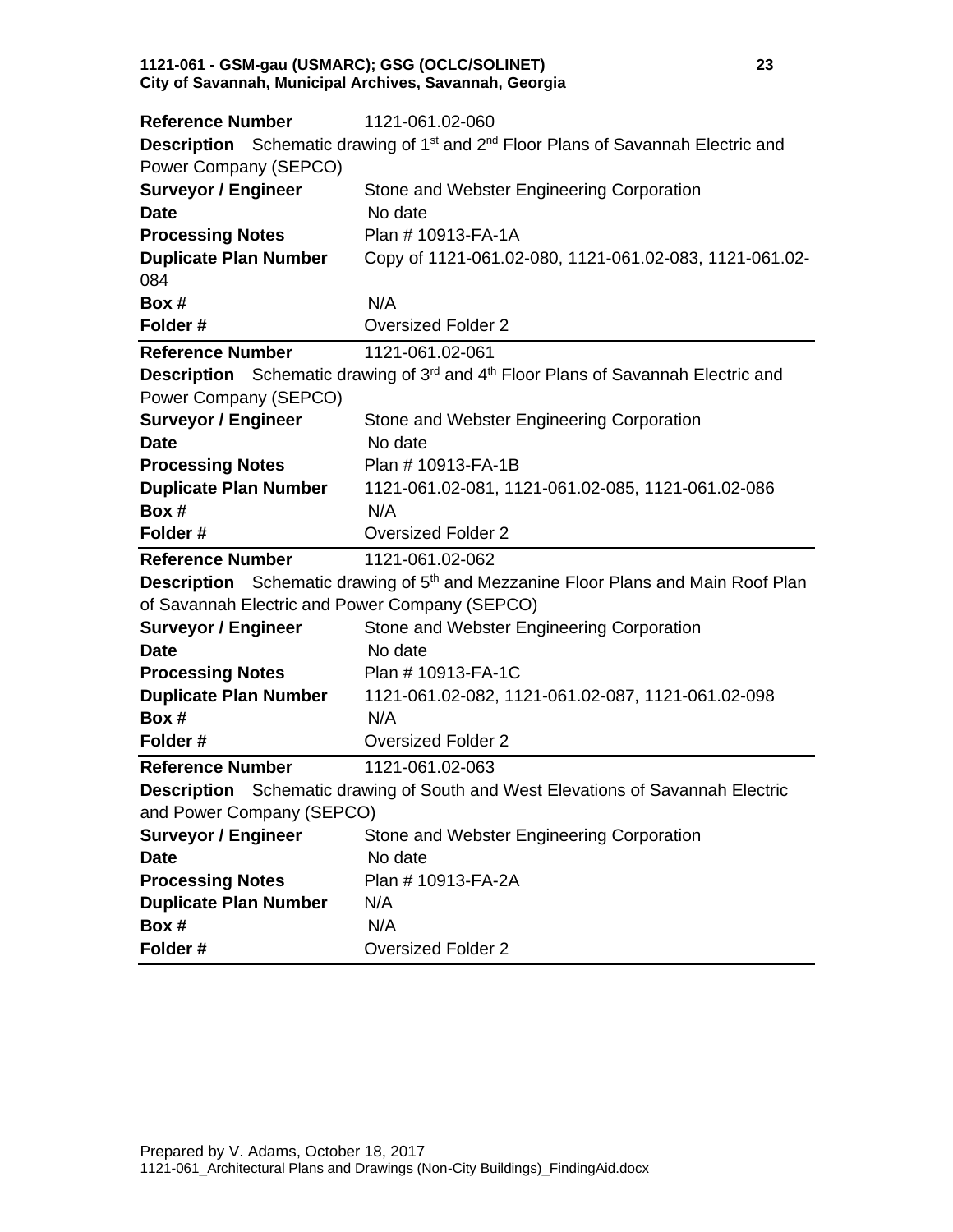| | |
|---|---|
| **Reference Number** | 1121-061.02-060 |
| **Description** | Schematic drawing of 1st and 2nd Floor Plans of Savannah Electric and Power Company (SEPCO) |
| **Surveyor / Engineer** | Stone and Webster Engineering Corporation |
| **Date** | No date |
| **Processing Notes** | Plan # 10913-FA-1A |
| **Duplicate Plan Number** | Copy of 1121-061.02-080, 1121-061.02-083, 1121-061.02-084 |
| **Box #** | N/A |
| **Folder #** | Oversized Folder 2 |

| | |
|---|---|
| **Reference Number** | 1121-061.02-061 |
| **Description** | Schematic drawing of 3rd and 4th Floor Plans of Savannah Electric and Power Company (SEPCO) |
| **Surveyor / Engineer** | Stone and Webster Engineering Corporation |
| **Date** | No date |
| **Processing Notes** | Plan # 10913-FA-1B |
| **Duplicate Plan Number** | 1121-061.02-081, 1121-061.02-085, 1121-061.02-086 |
| **Box #** | N/A |
| **Folder #** | Oversized Folder 2 |

| | |
|---|---|
| **Reference Number** | 1121-061.02-062 |
| **Description** | Schematic drawing of 5th and Mezzanine Floor Plans and Main Roof Plan of Savannah Electric and Power Company (SEPCO) |
| **Surveyor / Engineer** | Stone and Webster Engineering Corporation |
| **Date** | No date |
| **Processing Notes** | Plan # 10913-FA-1C |
| **Duplicate Plan Number** | 1121-061.02-082, 1121-061.02-087, 1121-061.02-098 |
| **Box #** | N/A |
| **Folder #** | Oversized Folder 2 |

| | |
|---|---|
| **Reference Number** | 1121-061.02-063 |
| **Description** | Schematic drawing of South and West Elevations of Savannah Electric and Power Company (SEPCO) |
| **Surveyor / Engineer** | Stone and Webster Engineering Corporation |
| **Date** | No date |
| **Processing Notes** | Plan # 10913-FA-2A |
| **Duplicate Plan Number** | N/A |
| **Box #** | N/A |
| **Folder #** | Oversized Folder 2 |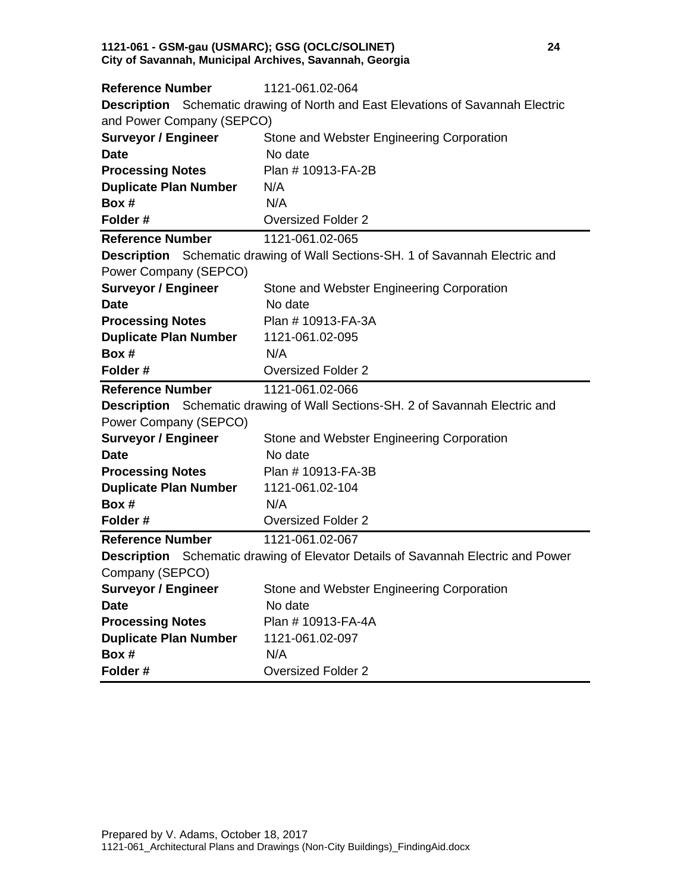**Reference Number** 1121-061.02-064

**Description** Schematic drawing of North and East Elevations of Savannah Electric and Power Company (SEPCO)

**Surveyor / Engineer** Stone and Webster Engineering Corporation

**Date** No date

**Processing Notes** Plan # 10913-FA-2B

**Duplicate Plan Number** N/A

**Box #** N/A

**Folder #** Oversized Folder 2

---

**Reference Number** 1121-061.02-065

**Description** Schematic drawing of Wall Sections-SH. 1 of Savannah Electric and Power Company (SEPCO)

**Surveyor / Engineer** Stone and Webster Engineering Corporation

**Date** No date

**Processing Notes** Plan # 10913-FA-3A

**Duplicate Plan Number** 1121-061.02-095

**Box #** N/A

**Folder #** Oversized Folder 2

---

**Reference Number** 1121-061.02-066

**Description** Schematic drawing of Wall Sections-SH. 2 of Savannah Electric and Power Company (SEPCO)

**Surveyor / Engineer** Stone and Webster Engineering Corporation

**Date** No date

**Processing Notes** Plan # 10913-FA-3B

**Duplicate Plan Number** 1121-061.02-104

**Box #** N/A

**Folder #** Oversized Folder 2

---

**Reference Number** 1121-061.02-067

**Description** Schematic drawing of Elevator Details of Savannah Electric and Power Company (SEPCO)

**Surveyor / Engineer** Stone and Webster Engineering Corporation

**Date** No date

**Processing Notes** Plan # 10913-FA-4A

**Duplicate Plan Number** 1121-061.02-097

**Box #** N/A

**Folder #** Oversized Folder 2

---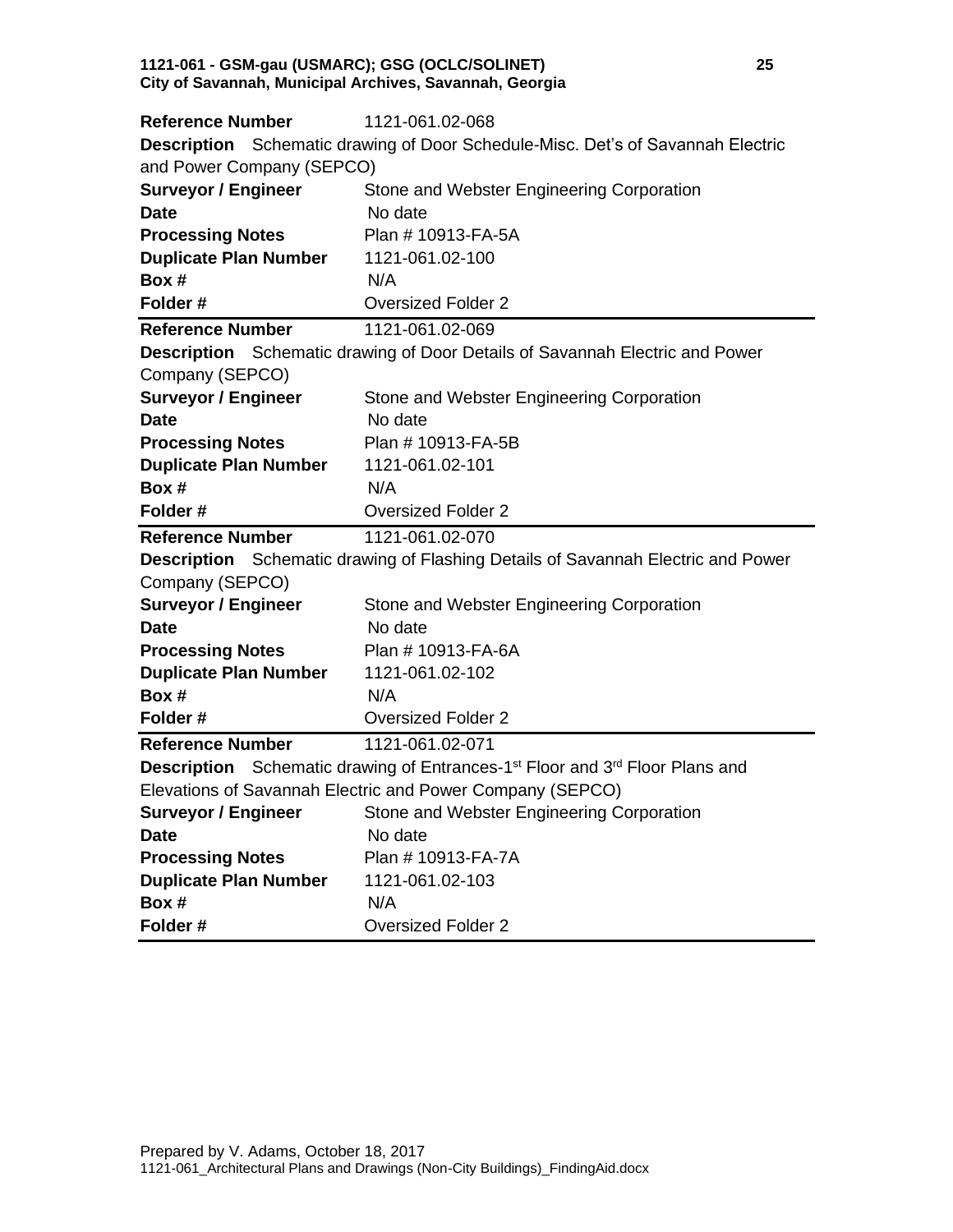| **Reference Number** | 1121-061.02-068 |
|---|---|
| **Description** | Schematic drawing of Door Schedule-Misc. Det's of Savannah Electric and Power Company (SEPCO) |
| **Surveyor / Engineer** | Stone and Webster Engineering Corporation |
| **Date** | No date |
| **Processing Notes** | Plan # 10913-FA-5A |
| **Duplicate Plan Number** | 1121-061.02-100 |
| **Box #** | N/A |
| **Folder #** | Oversized Folder 2 |

| **Reference Number** | 1121-061.02-069 |
|---|---|
| **Description** | Schematic drawing of Door Details of Savannah Electric and Power Company (SEPCO) |
| **Surveyor / Engineer** | Stone and Webster Engineering Corporation |
| **Date** | No date |
| **Processing Notes** | Plan # 10913-FA-5B |
| **Duplicate Plan Number** | 1121-061.02-101 |
| **Box #** | N/A |
| **Folder #** | Oversized Folder 2 |

| **Reference Number** | 1121-061.02-070 |
|---|---|
| **Description** | Schematic drawing of Flashing Details of Savannah Electric and Power Company (SEPCO) |
| **Surveyor / Engineer** | Stone and Webster Engineering Corporation |
| **Date** | No date |
| **Processing Notes** | Plan # 10913-FA-6A |
| **Duplicate Plan Number** | 1121-061.02-102 |
| **Box #** | N/A |
| **Folder #** | Oversized Folder 2 |

| **Reference Number** | 1121-061.02-071 |
|---|---|
| **Description** | Schematic drawing of Entrances-1st Floor and 3rd Floor Plans and Elevations of Savannah Electric and Power Company (SEPCO) |
| **Surveyor / Engineer** | Stone and Webster Engineering Corporation |
| **Date** | No date |
| **Processing Notes** | Plan # 10913-FA-7A |
| **Duplicate Plan Number** | 1121-061.02-103 |
| **Box #** | N/A |
| **Folder #** | Oversized Folder 2 |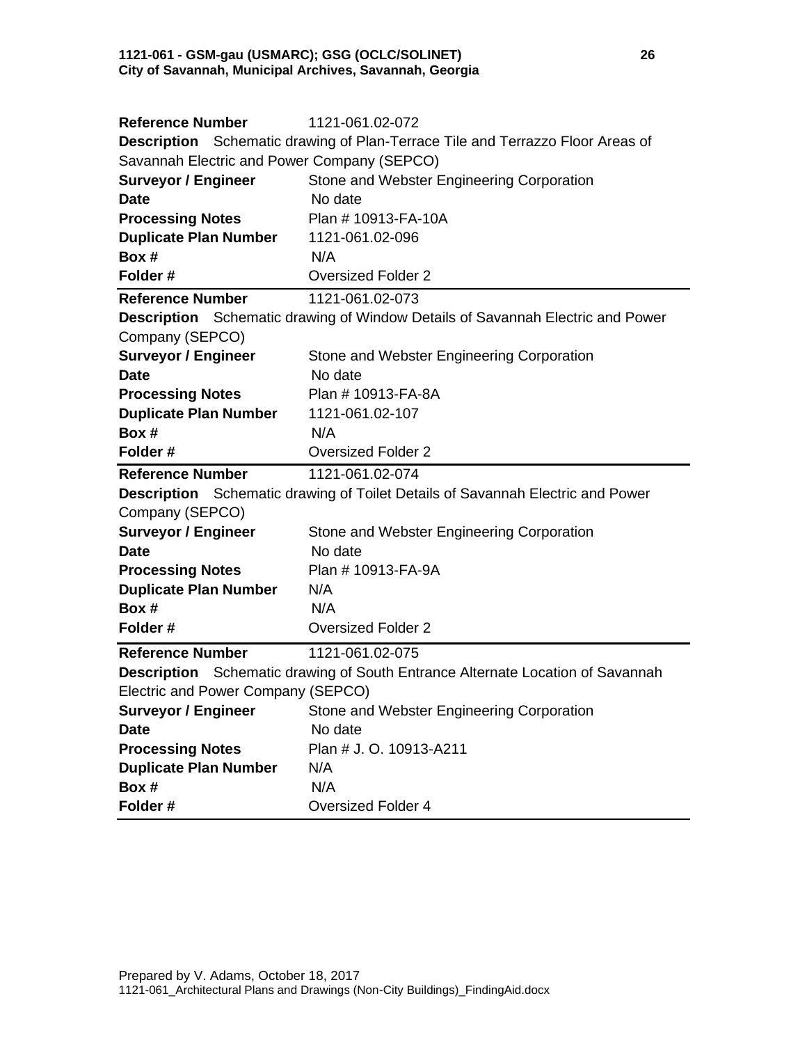**Reference Number** 1121-061.02-072

**Description** Schematic drawing of Plan-Terrace Tile and Terrazzo Floor Areas of Savannah Electric and Power Company (SEPCO)

**Surveyor / Engineer** Stone and Webster Engineering Corporation

**Date** No date

**Processing Notes** Plan # 10913-FA-10A

**Duplicate Plan Number** 1121-061.02-096

**Box #** N/A

**Folder #** Oversized Folder 2

---

**Reference Number** 1121-061.02-073

**Description** Schematic drawing of Window Details of Savannah Electric and Power Company (SEPCO)

**Surveyor / Engineer** Stone and Webster Engineering Corporation

**Date** No date

**Processing Notes** Plan # 10913-FA-8A

**Duplicate Plan Number** 1121-061.02-107

**Box #** N/A

**Folder #** Oversized Folder 2

---

**Reference Number** 1121-061.02-074

**Description** Schematic drawing of Toilet Details of Savannah Electric and Power Company (SEPCO)

**Surveyor / Engineer** Stone and Webster Engineering Corporation

**Date** No date

**Processing Notes** Plan # 10913-FA-9A

**Duplicate Plan Number** N/A

**Box #** N/A

**Folder #** Oversized Folder 2

---

**Reference Number** 1121-061.02-075

**Description** Schematic drawing of South Entrance Alternate Location of Savannah Electric and Power Company (SEPCO)

**Surveyor / Engineer** Stone and Webster Engineering Corporation

**Date** No date

**Processing Notes** Plan # J. O. 10913-A211

**Duplicate Plan Number** N/A

**Box #** N/A

**Folder #** Oversized Folder 4

---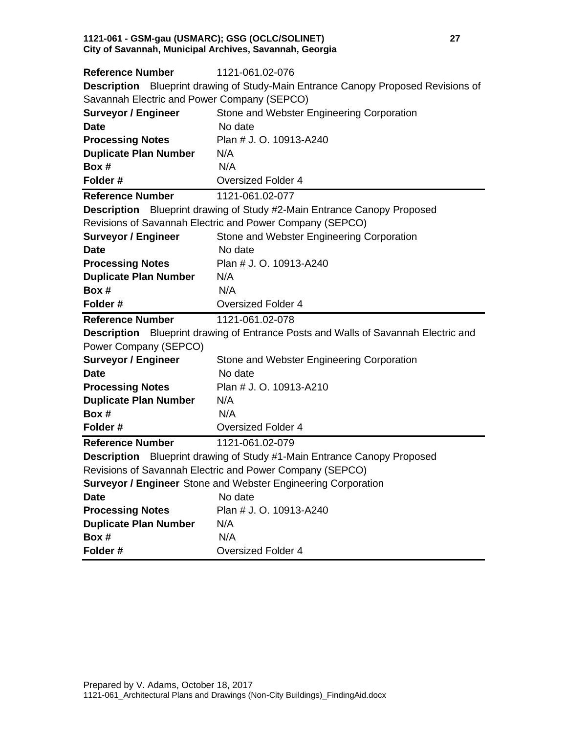**Reference Number** 1121-061.02-076

**Description** Blueprint drawing of Study-Main Entrance Canopy Proposed Revisions of Savannah Electric and Power Company (SEPCO)

**Surveyor / Engineer** Stone and Webster Engineering Corporation

**Date** No date

**Processing Notes** Plan # J. O. 10913-A240

**Duplicate Plan Number** N/A

**Box #** N/A

**Folder #** Oversized Folder 4

---

**Reference Number** 1121-061.02-077

**Description** Blueprint drawing of Study #2-Main Entrance Canopy Proposed Revisions of Savannah Electric and Power Company (SEPCO)

**Surveyor / Engineer** Stone and Webster Engineering Corporation

**Date** No date

**Processing Notes** Plan # J. O. 10913-A240

**Duplicate Plan Number** N/A

**Box #** N/A

**Folder #** Oversized Folder 4

---

**Reference Number** 1121-061.02-078

**Description** Blueprint drawing of Entrance Posts and Walls of Savannah Electric and Power Company (SEPCO)

**Surveyor / Engineer** Stone and Webster Engineering Corporation

**Date** No date

**Processing Notes** Plan # J. O. 10913-A210

**Duplicate Plan Number** N/A

**Box #** N/A

**Folder #** Oversized Folder 4

---

**Reference Number** 1121-061.02-079

**Description** Blueprint drawing of Study #1-Main Entrance Canopy Proposed Revisions of Savannah Electric and Power Company (SEPCO)

**Surveyor / Engineer** Stone and Webster Engineering Corporation

**Date** No date

**Processing Notes** Plan # J. O. 10913-A240

**Duplicate Plan Number** N/A

**Box #** N/A

**Folder #** Oversized Folder 4

---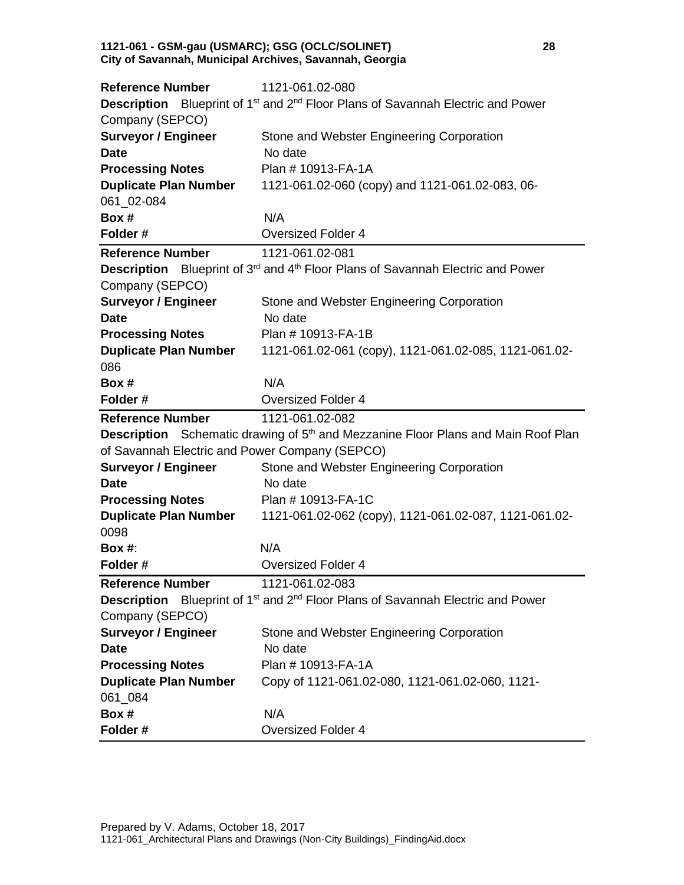**Reference Number** 1121-061.02-080
**Description** Blueprint of 1st and 2nd Floor Plans of Savannah Electric and Power Company (SEPCO)
**Surveyor / Engineer** Stone and Webster Engineering Corporation
**Date** No date
**Processing Notes** Plan # 10913-FA-1A
**Duplicate Plan Number** 1121-061.02-060 (copy) and 1121-061.02-083, 06-061_02-084
**Box #** N/A
**Folder #** Oversized Folder 4

---

**Reference Number** 1121-061.02-081
**Description** Blueprint of 3rd and 4th Floor Plans of Savannah Electric and Power Company (SEPCO)
**Surveyor / Engineer** Stone and Webster Engineering Corporation
**Date** No date
**Processing Notes** Plan # 10913-FA-1B
**Duplicate Plan Number** 1121-061.02-061 (copy), 1121-061.02-085, 1121-061.02-086
**Box #** N/A
**Folder #** Oversized Folder 4

---

**Reference Number** 1121-061.02-082
**Description** Schematic drawing of 5th and Mezzanine Floor Plans and Main Roof Plan of Savannah Electric and Power Company (SEPCO)
**Surveyor / Engineer** Stone and Webster Engineering Corporation
**Date** No date
**Processing Notes** Plan # 10913-FA-1C
**Duplicate Plan Number** 1121-061.02-062 (copy), 1121-061.02-087, 1121-061.02-0098
**Box #**: N/A
**Folder #** Oversized Folder 4

---

**Reference Number** 1121-061.02-083
**Description** Blueprint of 1st and 2nd Floor Plans of Savannah Electric and Power Company (SEPCO)
**Surveyor / Engineer** Stone and Webster Engineering Corporation
**Date** No date
**Processing Notes** Plan # 10913-FA-1A
**Duplicate Plan Number** Copy of 1121-061.02-080, 1121-061.02-060, 1121-061_084
**Box #** N/A
**Folder #** Oversized Folder 4

---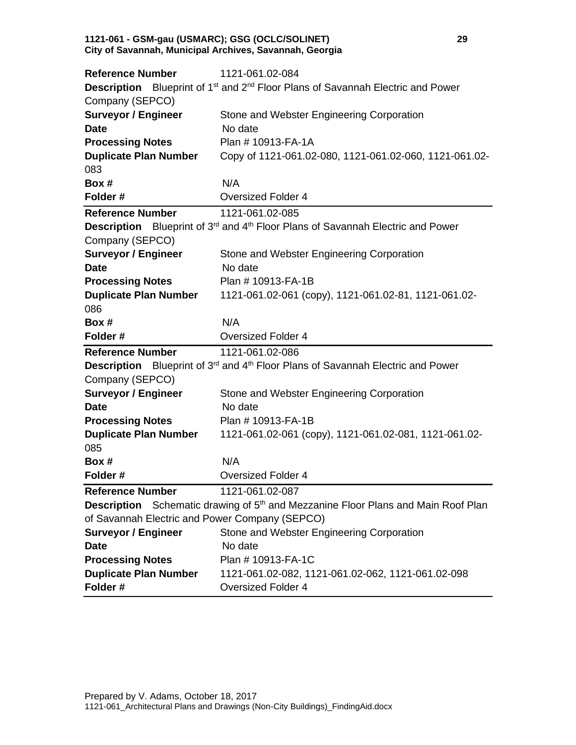**Reference Number** 1121-061.02-084

**Description** Blueprint of 1st and 2nd Floor Plans of Savannah Electric and Power Company (SEPCO)

**Surveyor / Engineer** Stone and Webster Engineering Corporation

**Date** No date

**Processing Notes** Plan # 10913-FA-1A

**Duplicate Plan Number** Copy of 1121-061.02-080, 1121-061.02-060, 1121-061.02-083

**Box #** N/A

**Folder #** Oversized Folder 4

---

**Reference Number** 1121-061.02-085

**Description** Blueprint of 3rd and 4th Floor Plans of Savannah Electric and Power Company (SEPCO)

**Surveyor / Engineer** Stone and Webster Engineering Corporation

**Date** No date

**Processing Notes** Plan # 10913-FA-1B

**Duplicate Plan Number** 1121-061.02-061 (copy), 1121-061.02-81, 1121-061.02-086

**Box #** N/A

**Folder #** Oversized Folder 4

---

**Reference Number** 1121-061.02-086

**Description** Blueprint of 3rd and 4th Floor Plans of Savannah Electric and Power Company (SEPCO)

**Surveyor / Engineer** Stone and Webster Engineering Corporation

**Date** No date

**Processing Notes** Plan # 10913-FA-1B

**Duplicate Plan Number** 1121-061.02-061 (copy), 1121-061.02-081, 1121-061.02-085

**Box #** N/A

**Folder #** Oversized Folder 4

---

**Reference Number** 1121-061.02-087

**Description** Schematic drawing of 5th and Mezzanine Floor Plans and Main Roof Plan of Savannah Electric and Power Company (SEPCO)

**Surveyor / Engineer** Stone and Webster Engineering Corporation

**Date** No date

**Processing Notes** Plan # 10913-FA-1C

**Duplicate Plan Number** 1121-061.02-082, 1121-061.02-062, 1121-061.02-098

**Folder #** Oversized Folder 4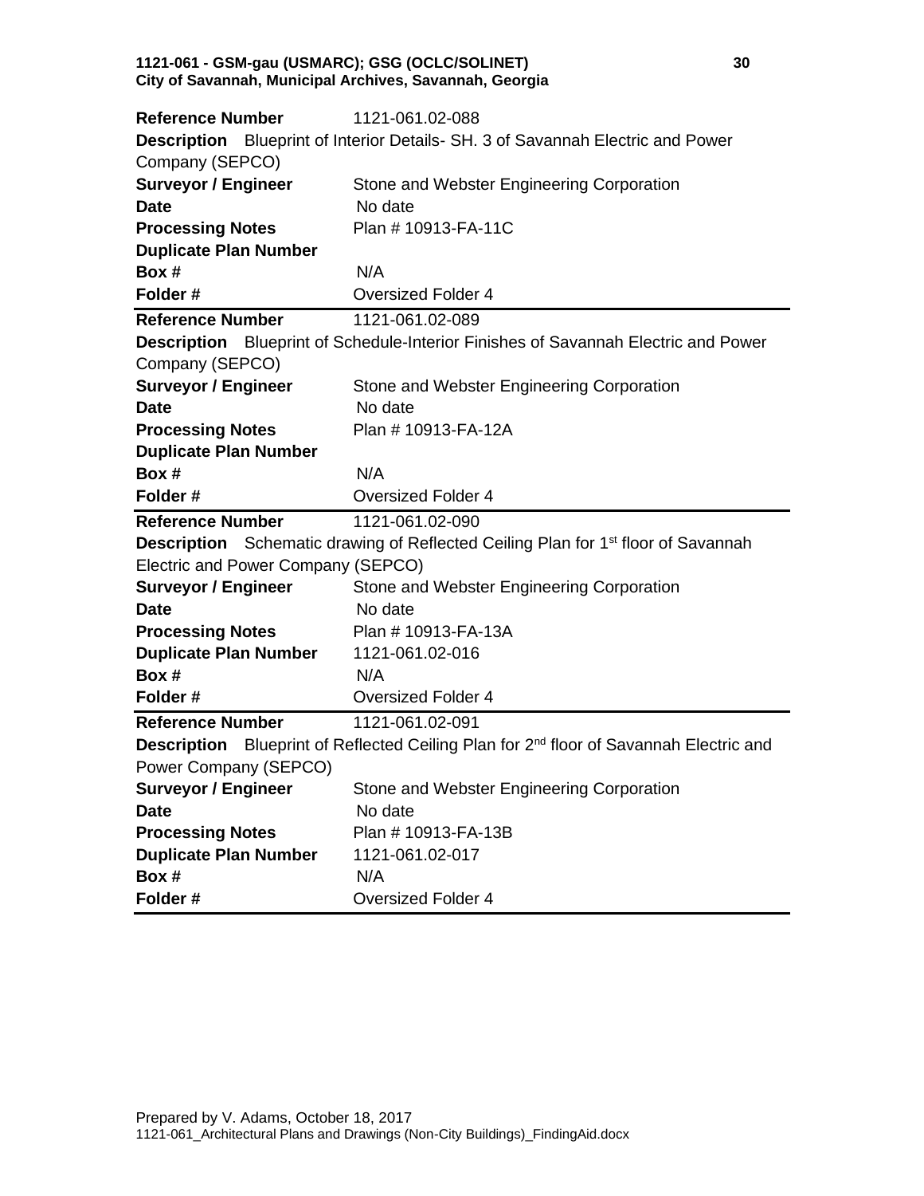**Reference Number** 1121-061.02-088
**Description** Blueprint of Interior Details- SH. 3 of Savannah Electric and Power Company (SEPCO)
**Surveyor / Engineer** Stone and Webster Engineering Corporation
**Date** No date
**Processing Notes** Plan # 10913-FA-11C
**Duplicate Plan Number**
**Box #** N/A
**Folder #** Oversized Folder 4

---

**Reference Number** 1121-061.02-089
**Description** Blueprint of Schedule-Interior Finishes of Savannah Electric and Power Company (SEPCO)
**Surveyor / Engineer** Stone and Webster Engineering Corporation
**Date** No date
**Processing Notes** Plan # 10913-FA-12A
**Duplicate Plan Number**
**Box #** N/A
**Folder #** Oversized Folder 4

---

**Reference Number** 1121-061.02-090
**Description** Schematic drawing of Reflected Ceiling Plan for 1st floor of Savannah Electric and Power Company (SEPCO)
**Surveyor / Engineer** Stone and Webster Engineering Corporation
**Date** No date
**Processing Notes** Plan # 10913-FA-13A
**Duplicate Plan Number** 1121-061.02-016
**Box #** N/A
**Folder #** Oversized Folder 4

---

**Reference Number** 1121-061.02-091
**Description** Blueprint of Reflected Ceiling Plan for 2nd floor of Savannah Electric and Power Company (SEPCO)
**Surveyor / Engineer** Stone and Webster Engineering Corporation
**Date** No date
**Processing Notes** Plan # 10913-FA-13B
**Duplicate Plan Number** 1121-061.02-017
**Box #** N/A
**Folder #** Oversized Folder 4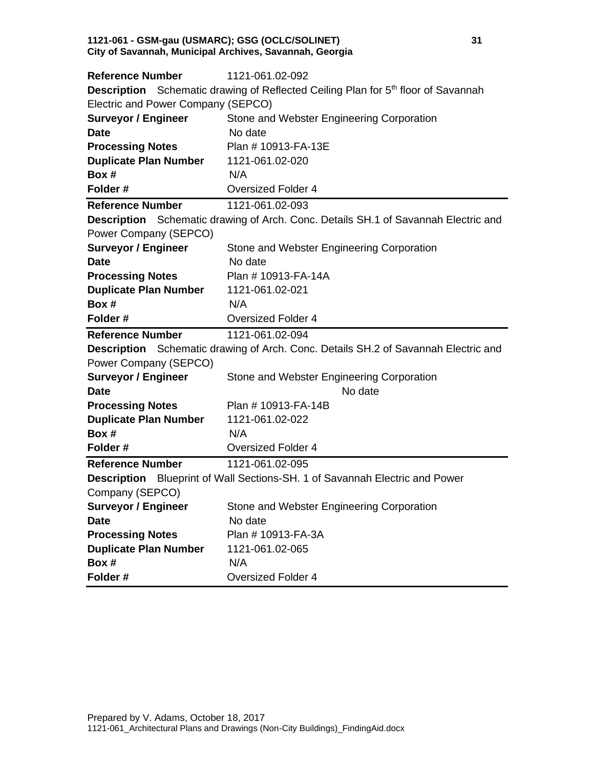| | |
|---|---|
| **Reference Number** | 1121-061.02-092 |
| **Description** | Schematic drawing of Reflected Ceiling Plan for 5th floor of Savannah Electric and Power Company (SEPCO) |
| **Surveyor / Engineer** | Stone and Webster Engineering Corporation |
| **Date** | No date |
| **Processing Notes** | Plan # 10913-FA-13E |
| **Duplicate Plan Number** | 1121-061.02-020 |
| **Box #** | N/A |
| **Folder #** | Oversized Folder 4 |

| | |
|---|---|
| **Reference Number** | 1121-061.02-093 |
| **Description** | Schematic drawing of Arch. Conc. Details SH.1 of Savannah Electric and Power Company (SEPCO) |
| **Surveyor / Engineer** | Stone and Webster Engineering Corporation |
| **Date** | No date |
| **Processing Notes** | Plan # 10913-FA-14A |
| **Duplicate Plan Number** | 1121-061.02-021 |
| **Box #** | N/A |
| **Folder #** | Oversized Folder 4 |

| | |
|---|---|
| **Reference Number** | 1121-061.02-094 |
| **Description** | Schematic drawing of Arch. Conc. Details SH.2 of Savannah Electric and Power Company (SEPCO) |
| **Surveyor / Engineer** | Stone and Webster Engineering Corporation |
| **Date** | No date |
| **Processing Notes** | Plan # 10913-FA-14B |
| **Duplicate Plan Number** | 1121-061.02-022 |
| **Box #** | N/A |
| **Folder #** | Oversized Folder 4 |

| | |
|---|---|
| **Reference Number** | 1121-061.02-095 |
| **Description** | Blueprint of Wall Sections-SH. 1 of Savannah Electric and Power Company (SEPCO) |
| **Surveyor / Engineer** | Stone and Webster Engineering Corporation |
| **Date** | No date |
| **Processing Notes** | Plan # 10913-FA-3A |
| **Duplicate Plan Number** | 1121-061.02-065 |
| **Box #** | N/A |
| **Folder #** | Oversized Folder 4 |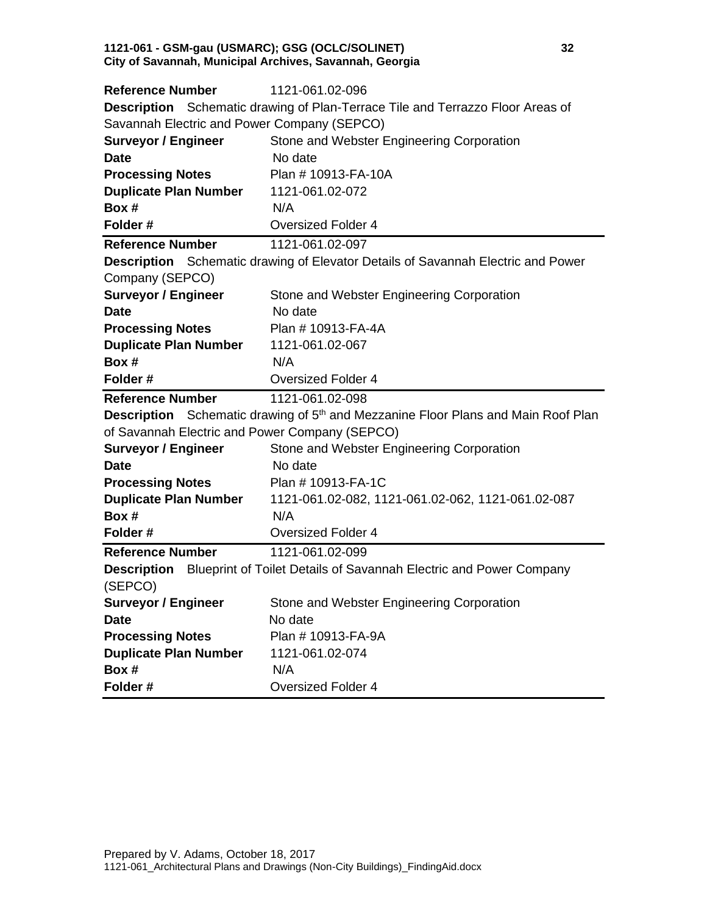| **Reference Number** | 1121-061.02-096 |
|---|---|
| **Description** | Schematic drawing of Plan-Terrace Tile and Terrazzo Floor Areas of Savannah Electric and Power Company (SEPCO) |
| **Surveyor / Engineer** | Stone and Webster Engineering Corporation |
| **Date** | No date |
| **Processing Notes** | Plan # 10913-FA-10A |
| **Duplicate Plan Number** | 1121-061.02-072 |
| **Box #** | N/A |
| **Folder #** | Oversized Folder 4 |

| **Reference Number** | 1121-061.02-097 |
|---|---|
| **Description** | Schematic drawing of Elevator Details of Savannah Electric and Power Company (SEPCO) |
| **Surveyor / Engineer** | Stone and Webster Engineering Corporation |
| **Date** | No date |
| **Processing Notes** | Plan # 10913-FA-4A |
| **Duplicate Plan Number** | 1121-061.02-067 |
| **Box #** | N/A |
| **Folder #** | Oversized Folder 4 |

| **Reference Number** | 1121-061.02-098 |
|---|---|
| **Description** | Schematic drawing of 5th and Mezzanine Floor Plans and Main Roof Plan of Savannah Electric and Power Company (SEPCO) |
| **Surveyor / Engineer** | Stone and Webster Engineering Corporation |
| **Date** | No date |
| **Processing Notes** | Plan # 10913-FA-1C |
| **Duplicate Plan Number** | 1121-061.02-082, 1121-061.02-062, 1121-061.02-087 |
| **Box #** | N/A |
| **Folder #** | Oversized Folder 4 |

| **Reference Number** | 1121-061.02-099 |
|---|---|
| **Description** | Blueprint of Toilet Details of Savannah Electric and Power Company (SEPCO) |
| **Surveyor / Engineer** | Stone and Webster Engineering Corporation |
| **Date** | No date |
| **Processing Notes** | Plan # 10913-FA-9A |
| **Duplicate Plan Number** | 1121-061.02-074 |
| **Box #** | N/A |
| **Folder #** | Oversized Folder 4 |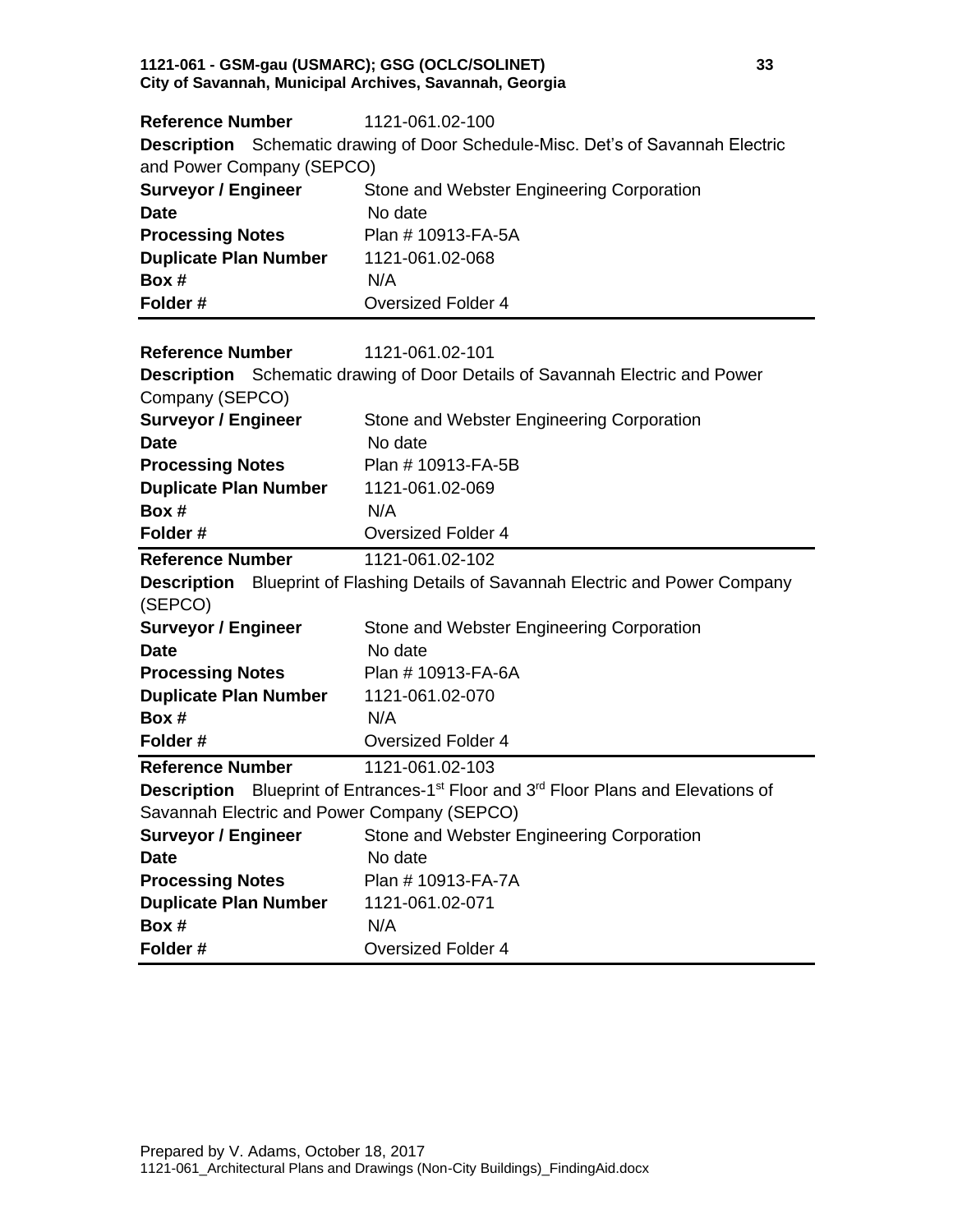**Reference Number** 1121-061.02-100

**Description** Schematic drawing of Door Schedule-Misc. Det's of Savannah Electric and Power Company (SEPCO)

| | |
|---|---|
| **Surveyor / Engineer** | Stone and Webster Engineering Corporation |
| **Date** | No date |
| **Processing Notes** | Plan # 10913-FA-5A |
| **Duplicate Plan Number** | 1121-061.02-068 |
| **Box #** | N/A |
| **Folder #** | Oversized Folder 4 |

---

**Reference Number** 1121-061.02-101

**Description** Schematic drawing of Door Details of Savannah Electric and Power Company (SEPCO)

| | |
|---|---|
| **Surveyor / Engineer** | Stone and Webster Engineering Corporation |
| **Date** | No date |
| **Processing Notes** | Plan # 10913-FA-5B |
| **Duplicate Plan Number** | 1121-061.02-069 |
| **Box #** | N/A |
| **Folder #** | Oversized Folder 4 |

---

**Reference Number** 1121-061.02-102

**Description** Blueprint of Flashing Details of Savannah Electric and Power Company (SEPCO)

| | |
|---|---|
| **Surveyor / Engineer** | Stone and Webster Engineering Corporation |
| **Date** | No date |
| **Processing Notes** | Plan # 10913-FA-6A |
| **Duplicate Plan Number** | 1121-061.02-070 |
| **Box #** | N/A |
| **Folder #** | Oversized Folder 4 |

---

**Reference Number** 1121-061.02-103

**Description** Blueprint of Entrances-1st Floor and 3rd Floor Plans and Elevations of Savannah Electric and Power Company (SEPCO)

| | |
|---|---|
| **Surveyor / Engineer** | Stone and Webster Engineering Corporation |
| **Date** | No date |
| **Processing Notes** | Plan # 10913-FA-7A |
| **Duplicate Plan Number** | 1121-061.02-071 |
| **Box #** | N/A |
| **Folder #** | Oversized Folder 4 |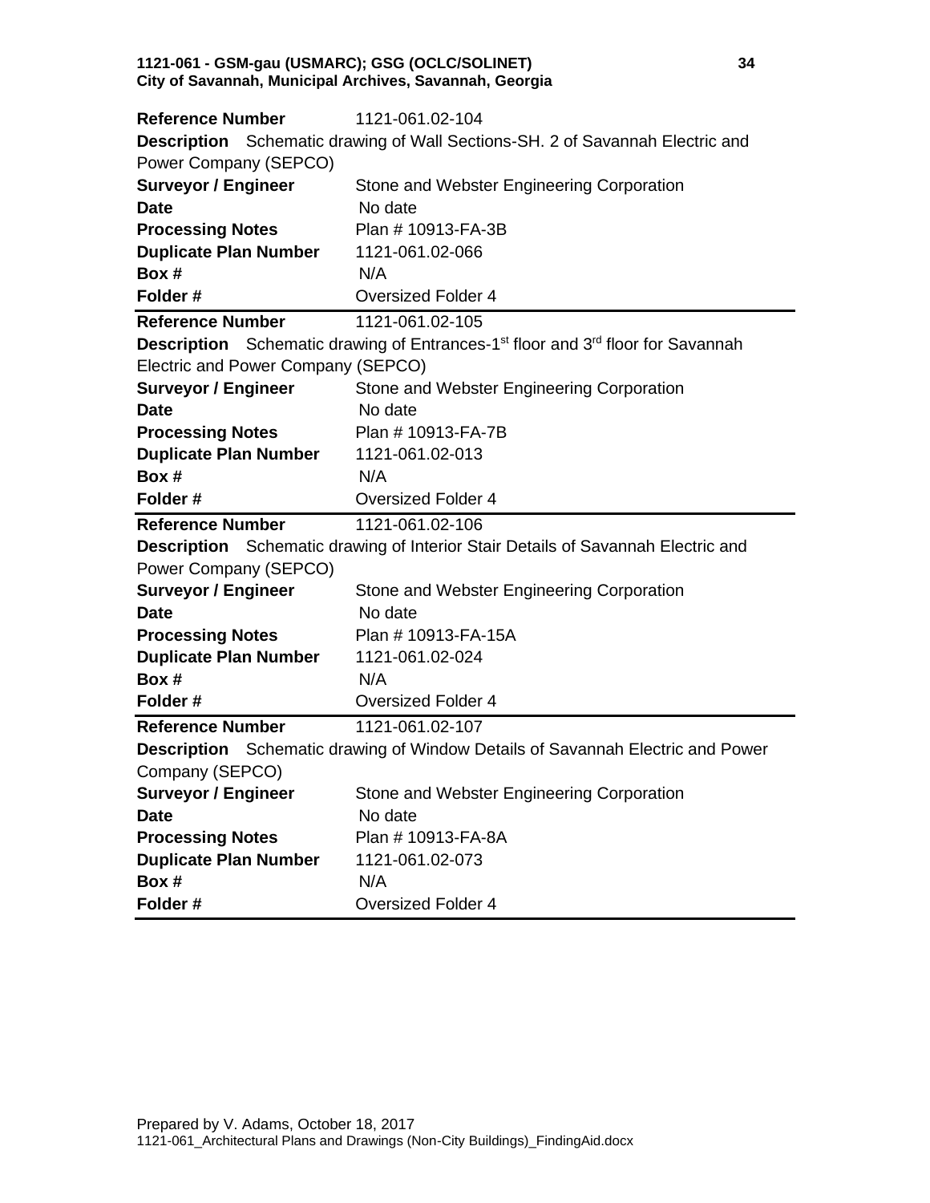**Reference Number** 1121-061.02-104
**Description** Schematic drawing of Wall Sections-SH. 2 of Savannah Electric and Power Company (SEPCO)
**Surveyor / Engineer** Stone and Webster Engineering Corporation
**Date** No date
**Processing Notes** Plan # 10913-FA-3B
**Duplicate Plan Number** 1121-061.02-066
**Box #** N/A
**Folder #** Oversized Folder 4

---

**Reference Number** 1121-061.02-105
**Description** Schematic drawing of Entrances-1st floor and 3rd floor for Savannah Electric and Power Company (SEPCO)
**Surveyor / Engineer** Stone and Webster Engineering Corporation
**Date** No date
**Processing Notes** Plan # 10913-FA-7B
**Duplicate Plan Number** 1121-061.02-013
**Box #** N/A
**Folder #** Oversized Folder 4

---

**Reference Number** 1121-061.02-106
**Description** Schematic drawing of Interior Stair Details of Savannah Electric and Power Company (SEPCO)
**Surveyor / Engineer** Stone and Webster Engineering Corporation
**Date** No date
**Processing Notes** Plan # 10913-FA-15A
**Duplicate Plan Number** 1121-061.02-024
**Box #** N/A
**Folder #** Oversized Folder 4

---

**Reference Number** 1121-061.02-107
**Description** Schematic drawing of Window Details of Savannah Electric and Power Company (SEPCO)
**Surveyor / Engineer** Stone and Webster Engineering Corporation
**Date** No date
**Processing Notes** Plan # 10913-FA-8A
**Duplicate Plan Number** 1121-061.02-073
**Box #** N/A
**Folder #** Oversized Folder 4

---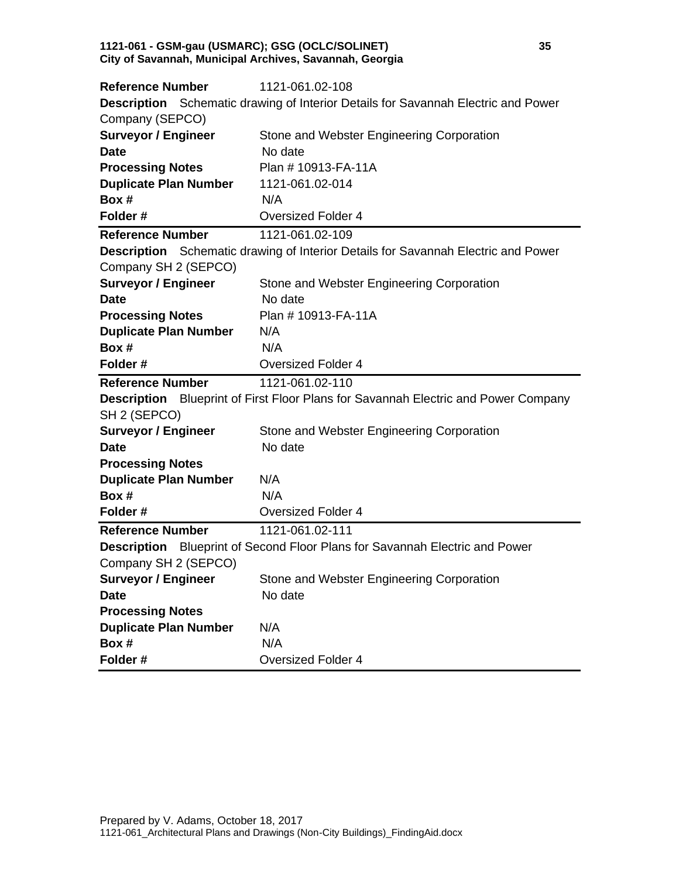**Reference Number** 1121-061.02-108

**Description** Schematic drawing of Interior Details for Savannah Electric and Power Company (SEPCO)

**Surveyor / Engineer** Stone and Webster Engineering Corporation

**Date** No date

**Processing Notes** Plan # 10913-FA-11A

**Duplicate Plan Number** 1121-061.02-014

**Box #** N/A

**Folder #** Oversized Folder 4

---

**Reference Number** 1121-061.02-109

**Description** Schematic drawing of Interior Details for Savannah Electric and Power Company SH 2 (SEPCO)

**Surveyor / Engineer** Stone and Webster Engineering Corporation

**Date** No date

**Processing Notes** Plan # 10913-FA-11A

**Duplicate Plan Number** N/A

**Box #** N/A

**Folder #** Oversized Folder 4

---

**Reference Number** 1121-061.02-110

**Description** Blueprint of First Floor Plans for Savannah Electric and Power Company SH 2 (SEPCO)

**Surveyor / Engineer** Stone and Webster Engineering Corporation

**Date** No date

**Processing Notes**

**Duplicate Plan Number** N/A

**Box #** N/A

**Folder #** Oversized Folder 4

---

**Reference Number** 1121-061.02-111

**Description** Blueprint of Second Floor Plans for Savannah Electric and Power Company SH 2 (SEPCO)

**Surveyor / Engineer** Stone and Webster Engineering Corporation

**Date** No date

**Processing Notes**

**Duplicate Plan Number** N/A

**Box #** N/A

**Folder #** Oversized Folder 4

---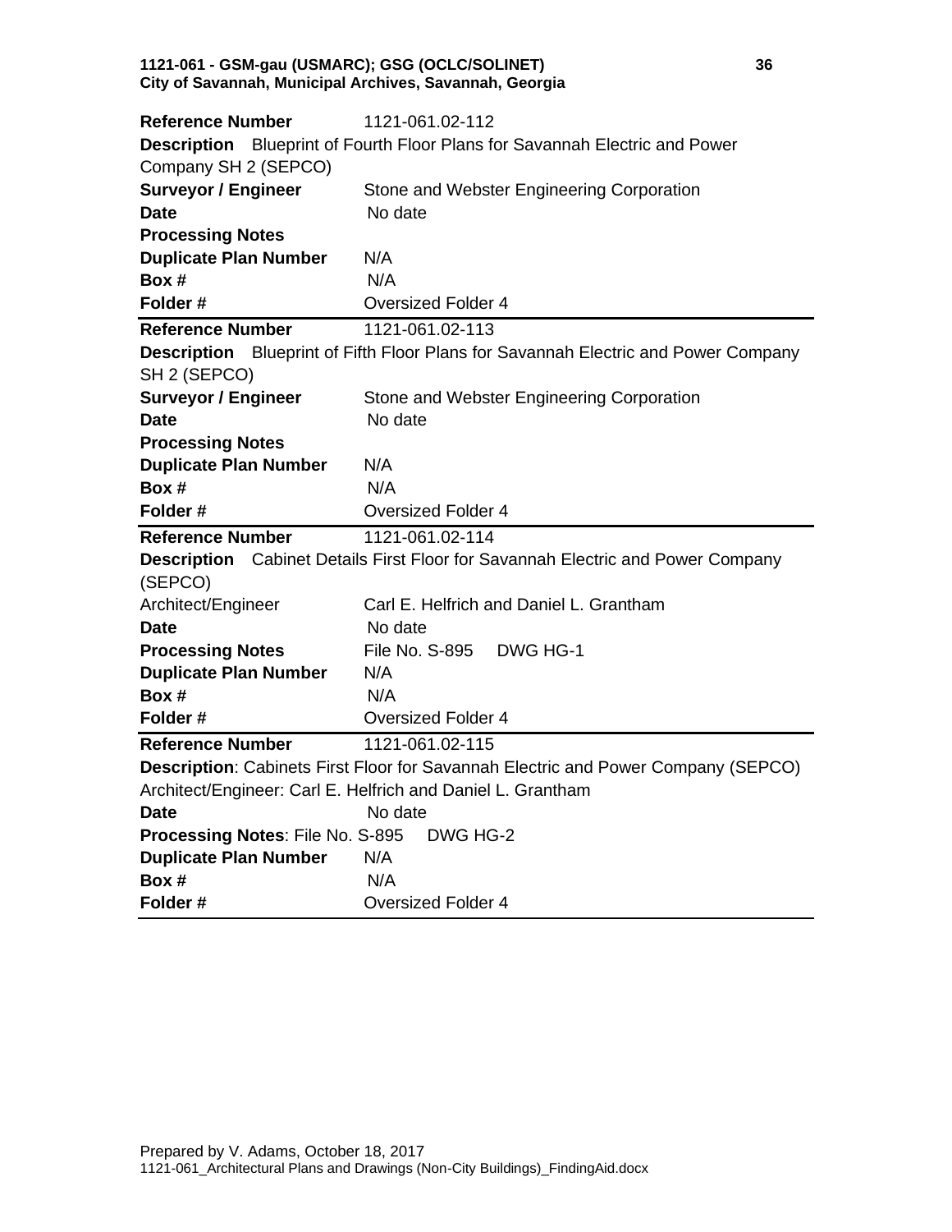**Reference Number** 1121-061.02-112

**Description** Blueprint of Fourth Floor Plans for Savannah Electric and Power Company SH 2 (SEPCO)

**Surveyor / Engineer** Stone and Webster Engineering Corporation

**Date** No date

**Processing Notes**

**Duplicate Plan Number** N/A

**Box #** N/A

**Folder #** Oversized Folder 4

---

**Reference Number** 1121-061.02-113

**Description** Blueprint of Fifth Floor Plans for Savannah Electric and Power Company SH 2 (SEPCO)

**Surveyor / Engineer** Stone and Webster Engineering Corporation

**Date** No date

**Processing Notes**

**Duplicate Plan Number** N/A

**Box #** N/A

**Folder #** Oversized Folder 4

---

**Reference Number** 1121-061.02-114

**Description** Cabinet Details First Floor for Savannah Electric and Power Company (SEPCO)

Architect/Engineer Carl E. Helfrich and Daniel L. Grantham

**Date** No date

**Processing Notes** File No. S-895 DWG HG-1

**Duplicate Plan Number** N/A

**Box #** N/A

**Folder #** Oversized Folder 4

---

**Reference Number** 1121-061.02-115

**Description**: Cabinets First Floor for Savannah Electric and Power Company (SEPCO)

Architect/Engineer: Carl E. Helfrich and Daniel L. Grantham

**Date** No date

**Processing Notes**: File No. S-895 DWG HG-2

**Duplicate Plan Number** N/A

**Box #** N/A

**Folder #** Oversized Folder 4

---

Prepared by V. Adams, October 18, 2017
1121-061_Architectural Plans and Drawings (Non-City Buildings)_FindingAid.docx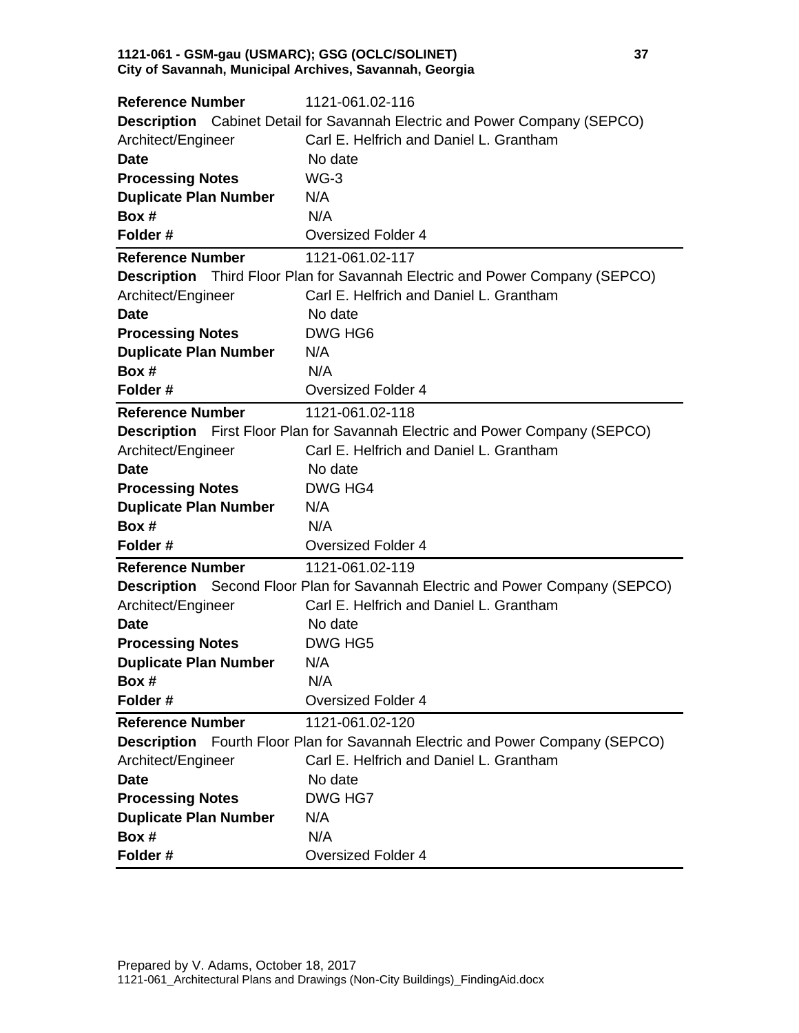| **Reference Number** | 1121-061.02-116 |
|---|---|
| **Description** | Cabinet Detail for Savannah Electric and Power Company (SEPCO) |
| Architect/Engineer | Carl E. Helfrich and Daniel L. Grantham |
| **Date** | No date |
| **Processing Notes** | WG-3 |
| **Duplicate Plan Number** | N/A |
| **Box #** | N/A |
| **Folder #** | Oversized Folder 4 |

| **Reference Number** | 1121-061.02-117 |
|---|---|
| **Description** | Third Floor Plan for Savannah Electric and Power Company (SEPCO) |
| Architect/Engineer | Carl E. Helfrich and Daniel L. Grantham |
| **Date** | No date |
| **Processing Notes** | DWG HG6 |
| **Duplicate Plan Number** | N/A |
| **Box #** | N/A |
| **Folder #** | Oversized Folder 4 |

| **Reference Number** | 1121-061.02-118 |
|---|---|
| **Description** | First Floor Plan for Savannah Electric and Power Company (SEPCO) |
| Architect/Engineer | Carl E. Helfrich and Daniel L. Grantham |
| **Date** | No date |
| **Processing Notes** | DWG HG4 |
| **Duplicate Plan Number** | N/A |
| **Box #** | N/A |
| **Folder #** | Oversized Folder 4 |

| **Reference Number** | 1121-061.02-119 |
|---|---|
| **Description** | Second Floor Plan for Savannah Electric and Power Company (SEPCO) |
| Architect/Engineer | Carl E. Helfrich and Daniel L. Grantham |
| **Date** | No date |
| **Processing Notes** | DWG HG5 |
| **Duplicate Plan Number** | N/A |
| **Box #** | N/A |
| **Folder #** | Oversized Folder 4 |

| **Reference Number** | 1121-061.02-120 |
|---|---|
| **Description** | Fourth Floor Plan for Savannah Electric and Power Company (SEPCO) |
| Architect/Engineer | Carl E. Helfrich and Daniel L. Grantham |
| **Date** | No date |
| **Processing Notes** | DWG HG7 |
| **Duplicate Plan Number** | N/A |
| **Box #** | N/A |
| **Folder #** | Oversized Folder 4 |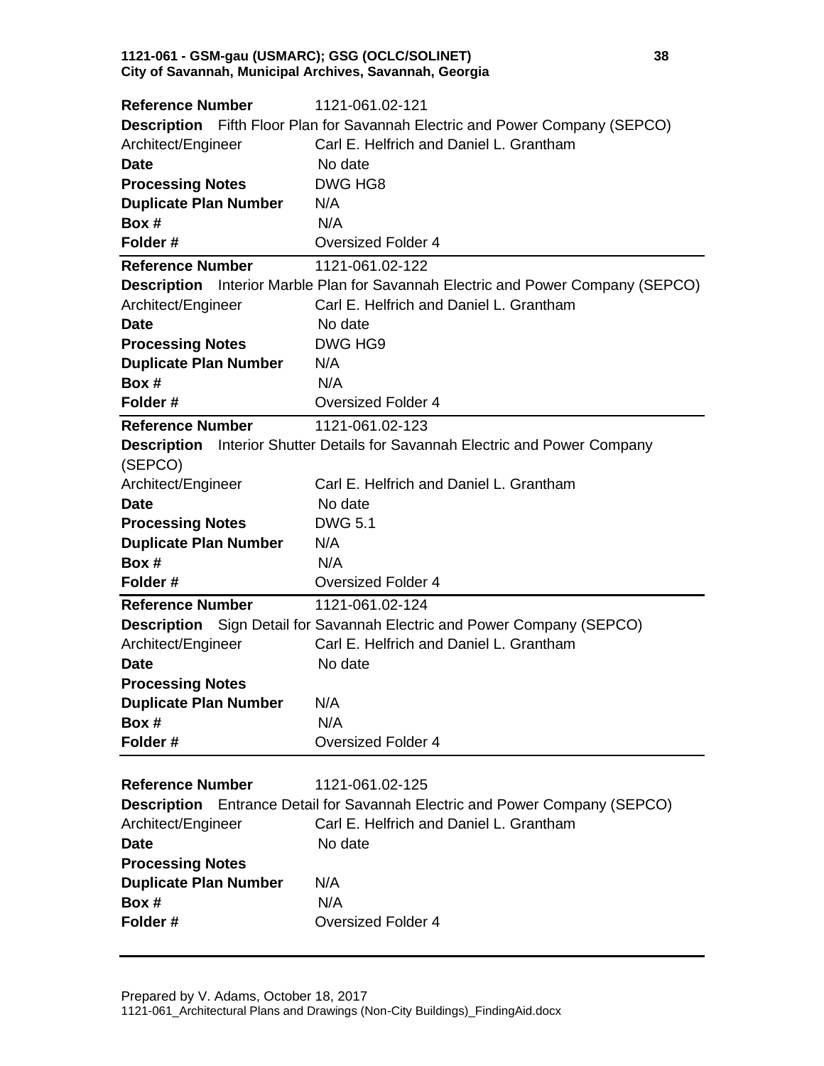**Reference Number** 1121-061.02-121
**Description** Fifth Floor Plan for Savannah Electric and Power Company (SEPCO)
Architect/Engineer Carl E. Helfrich and Daniel L. Grantham
**Date** No date
**Processing Notes** DWG HG8
**Duplicate Plan Number** N/A
**Box #** N/A
**Folder #** Oversized Folder 4

---

**Reference Number** 1121-061.02-122
**Description** Interior Marble Plan for Savannah Electric and Power Company (SEPCO)
Architect/Engineer Carl E. Helfrich and Daniel L. Grantham
**Date** No date
**Processing Notes** DWG HG9
**Duplicate Plan Number** N/A
**Box #** N/A
**Folder #** Oversized Folder 4

---

**Reference Number** 1121-061.02-123
**Description** Interior Shutter Details for Savannah Electric and Power Company (SEPCO)
Architect/Engineer Carl E. Helfrich and Daniel L. Grantham
**Date** No date
**Processing Notes** DWG 5.1
**Duplicate Plan Number** N/A
**Box #** N/A
**Folder #** Oversized Folder 4

---

**Reference Number** 1121-061.02-124
**Description** Sign Detail for Savannah Electric and Power Company (SEPCO)
Architect/Engineer Carl E. Helfrich and Daniel L. Grantham
**Date** No date
**Processing Notes**
**Duplicate Plan Number** N/A
**Box #** N/A
**Folder #** Oversized Folder 4

---

**Reference Number** 1121-061.02-125
**Description** Entrance Detail for Savannah Electric and Power Company (SEPCO)
Architect/Engineer Carl E. Helfrich and Daniel L. Grantham
**Date** No date
**Processing Notes**
**Duplicate Plan Number** N/A
**Box #** N/A
**Folder #** Oversized Folder 4

---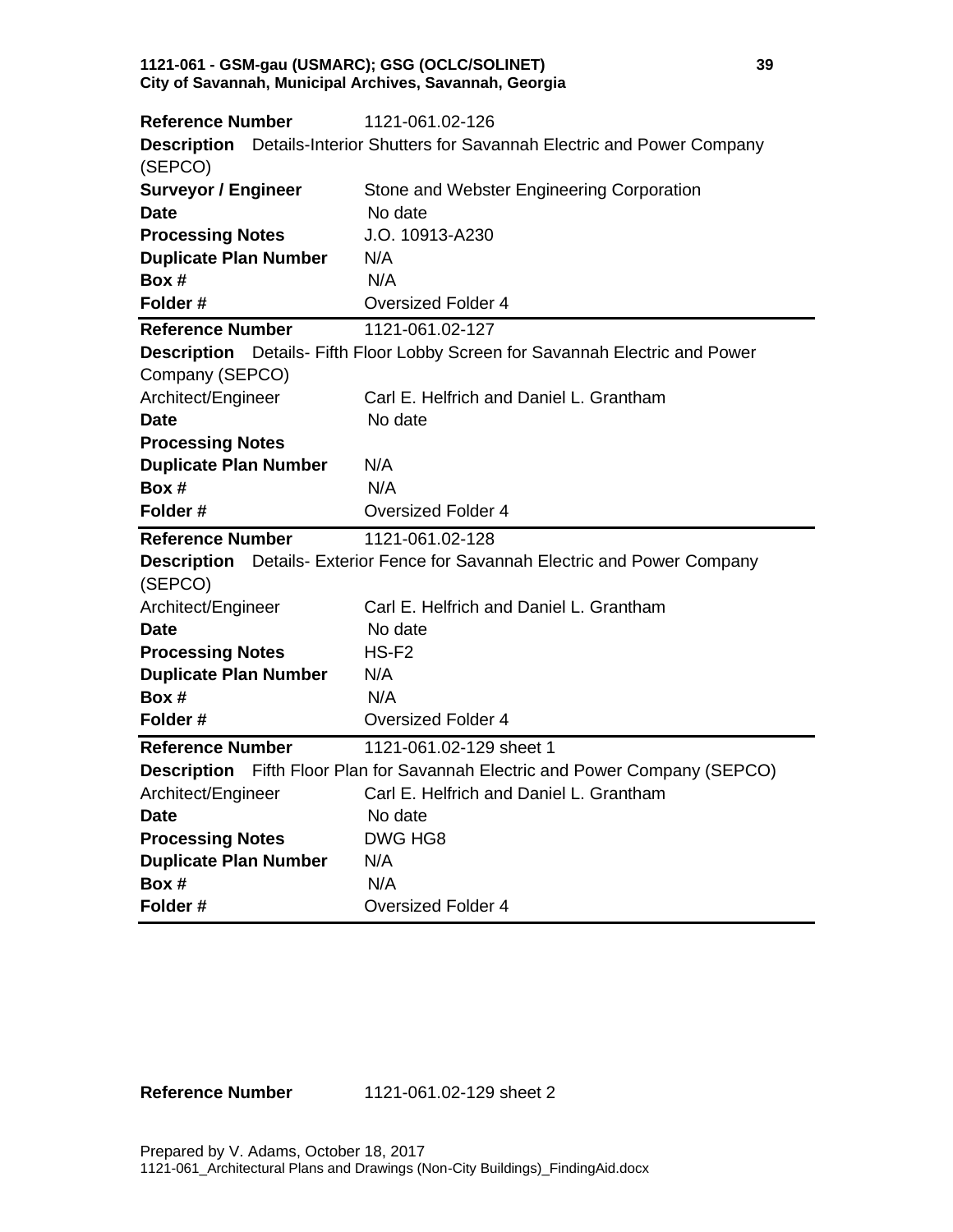| | |
|---|---|
| **Reference Number** | 1121-061.02-126 |
| **Description** Details-Interior Shutters for Savannah Electric and Power Company (SEPCO) | |
| **Surveyor / Engineer** | Stone and Webster Engineering Corporation |
| **Date** | No date |
| **Processing Notes** | J.O. 10913-A230 |
| **Duplicate Plan Number** | N/A |
| **Box #** | N/A |
| **Folder #** | Oversized Folder 4 |

| | |
|---|---|
| **Reference Number** | 1121-061.02-127 |
| **Description** Details- Fifth Floor Lobby Screen for Savannah Electric and Power Company (SEPCO) | |
| Architect/Engineer | Carl E. Helfrich and Daniel L. Grantham |
| **Date** | No date |
| **Processing Notes** | |
| **Duplicate Plan Number** | N/A |
| **Box #** | N/A |
| **Folder #** | Oversized Folder 4 |

| | |
|---|---|
| **Reference Number** | 1121-061.02-128 |
| **Description** Details- Exterior Fence for Savannah Electric and Power Company (SEPCO) | |
| Architect/Engineer | Carl E. Helfrich and Daniel L. Grantham |
| **Date** | No date |
| **Processing Notes** | HS-F2 |
| **Duplicate Plan Number** | N/A |
| **Box #** | N/A |
| **Folder #** | Oversized Folder 4 |

| | |
|---|---|
| **Reference Number** | 1121-061.02-129 sheet 1 |
| **Description** Fifth Floor Plan for Savannah Electric and Power Company (SEPCO) | |
| Architect/Engineer | Carl E. Helfrich and Daniel L. Grantham |
| **Date** | No date |
| **Processing Notes** | DWG HG8 |
| **Duplicate Plan Number** | N/A |
| **Box #** | N/A |
| **Folder #** | Oversized Folder 4 |

**Reference Number** 1121-061.02-129 sheet 2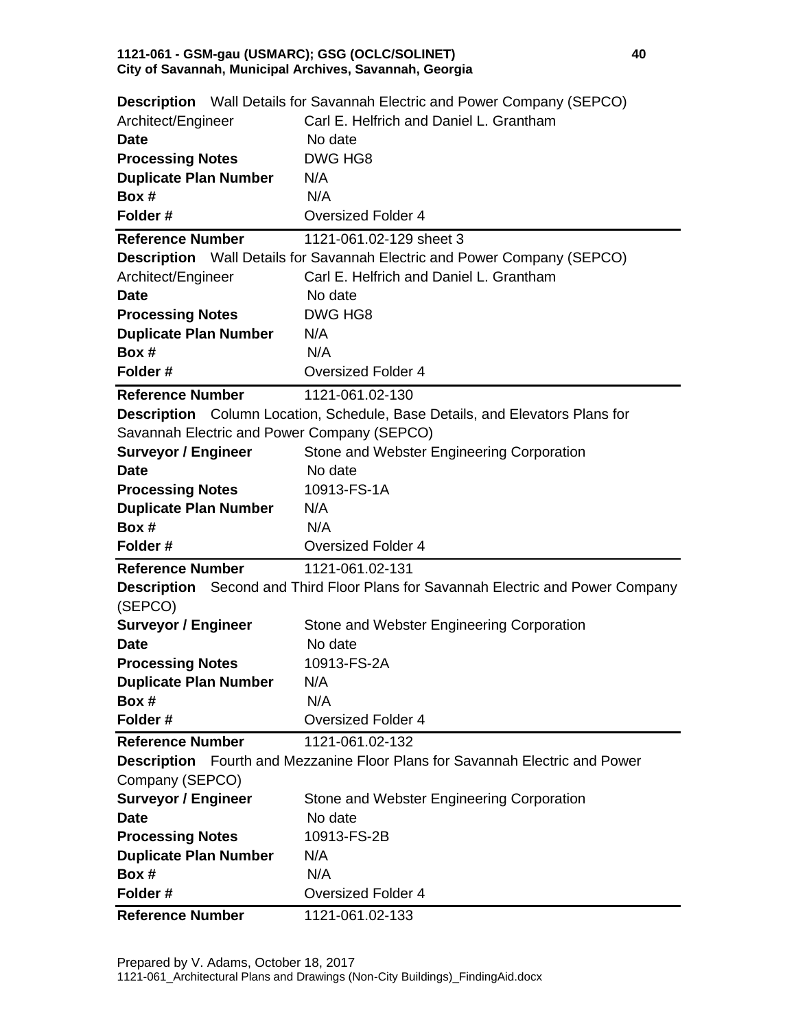**Description** Wall Details for Savannah Electric and Power Company (SEPCO)
Architect/Engineer Carl E. Helfrich and Daniel L. Grantham
**Date** No date
**Processing Notes** DWG HG8
**Duplicate Plan Number** N/A
**Box #** N/A
**Folder #** Oversized Folder 4

---

**Reference Number** 1121-061.02-129 sheet 3
**Description** Wall Details for Savannah Electric and Power Company (SEPCO)
Architect/Engineer Carl E. Helfrich and Daniel L. Grantham
**Date** No date
**Processing Notes** DWG HG8
**Duplicate Plan Number** N/A
**Box #** N/A
**Folder #** Oversized Folder 4

---

**Reference Number** 1121-061.02-130
**Description** Column Location, Schedule, Base Details, and Elevators Plans for Savannah Electric and Power Company (SEPCO)
**Surveyor / Engineer** Stone and Webster Engineering Corporation
**Date** No date
**Processing Notes** 10913-FS-1A
**Duplicate Plan Number** N/A
**Box #** N/A
**Folder #** Oversized Folder 4

---

**Reference Number** 1121-061.02-131
**Description** Second and Third Floor Plans for Savannah Electric and Power Company (SEPCO)
**Surveyor / Engineer** Stone and Webster Engineering Corporation
**Date** No date
**Processing Notes** 10913-FS-2A
**Duplicate Plan Number** N/A
**Box #** N/A
**Folder #** Oversized Folder 4

---

**Reference Number** 1121-061.02-132
**Description** Fourth and Mezzanine Floor Plans for Savannah Electric and Power Company (SEPCO)
**Surveyor / Engineer** Stone and Webster Engineering Corporation
**Date** No date
**Processing Notes** 10913-FS-2B
**Duplicate Plan Number** N/A
**Box #** N/A
**Folder #** Oversized Folder 4

---

**Reference Number** 1121-061.02-133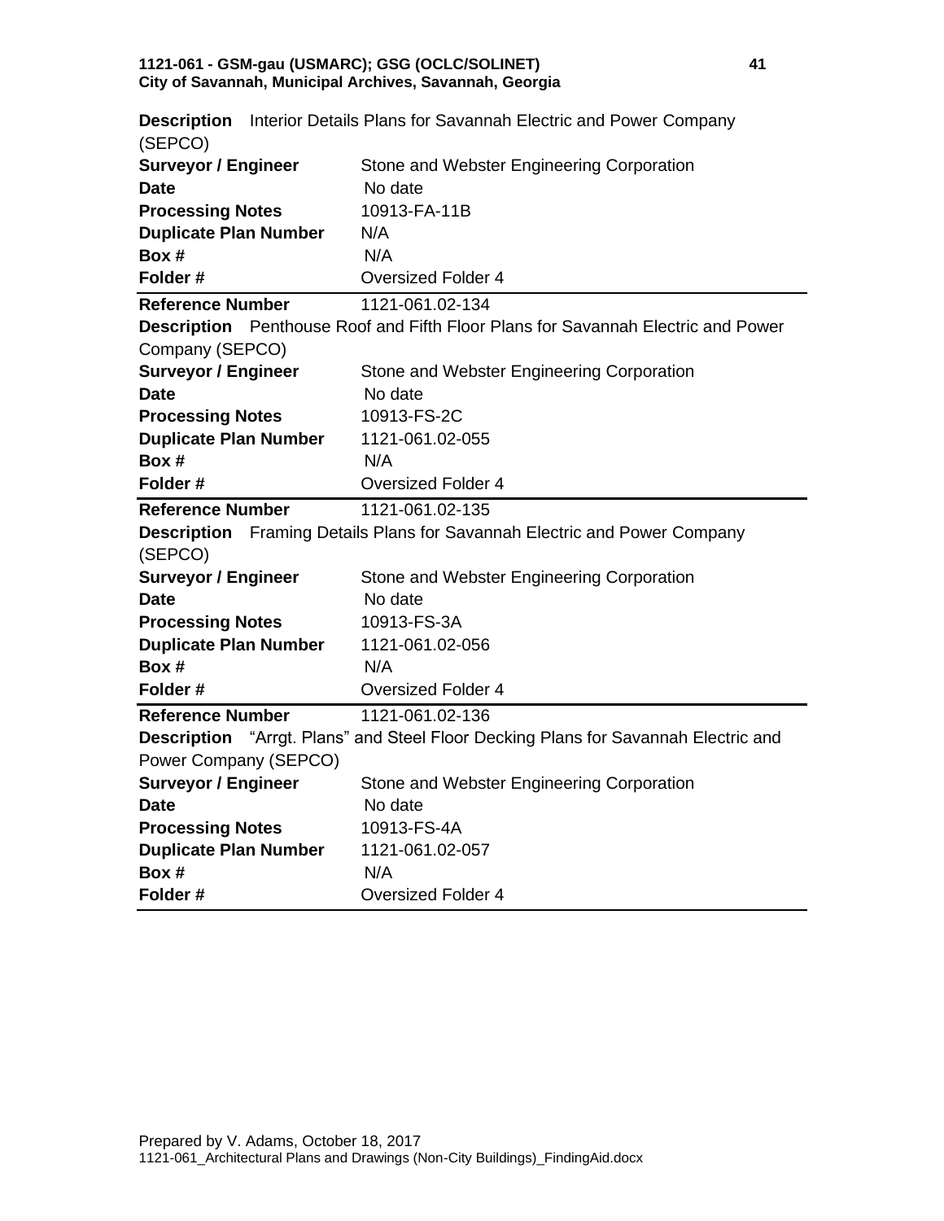**Description** Interior Details Plans for Savannah Electric and Power Company (SEPCO)

| | |
|---|---|
| **Surveyor / Engineer** | Stone and Webster Engineering Corporation |
| **Date** | No date |
| **Processing Notes** | 10913-FA-11B |
| **Duplicate Plan Number** | N/A |
| **Box #** | N/A |
| **Folder #** | Oversized Folder 4 |

---

**Reference Number** 1121-061.02-134

**Description** Penthouse Roof and Fifth Floor Plans for Savannah Electric and Power Company (SEPCO)

| | |
|---|---|
| **Surveyor / Engineer** | Stone and Webster Engineering Corporation |
| **Date** | No date |
| **Processing Notes** | 10913-FS-2C |
| **Duplicate Plan Number** | 1121-061.02-055 |
| **Box #** | N/A |
| **Folder #** | Oversized Folder 4 |

---

**Reference Number** 1121-061.02-135

**Description** Framing Details Plans for Savannah Electric and Power Company (SEPCO)

| | |
|---|---|
| **Surveyor / Engineer** | Stone and Webster Engineering Corporation |
| **Date** | No date |
| **Processing Notes** | 10913-FS-3A |
| **Duplicate Plan Number** | 1121-061.02-056 |
| **Box #** | N/A |
| **Folder #** | Oversized Folder 4 |

---

**Reference Number** 1121-061.02-136

**Description** "Arrgt. Plans" and Steel Floor Decking Plans for Savannah Electric and Power Company (SEPCO)

| | |
|---|---|
| **Surveyor / Engineer** | Stone and Webster Engineering Corporation |
| **Date** | No date |
| **Processing Notes** | 10913-FS-4A |
| **Duplicate Plan Number** | 1121-061.02-057 |
| **Box #** | N/A |
| **Folder #** | Oversized Folder 4 |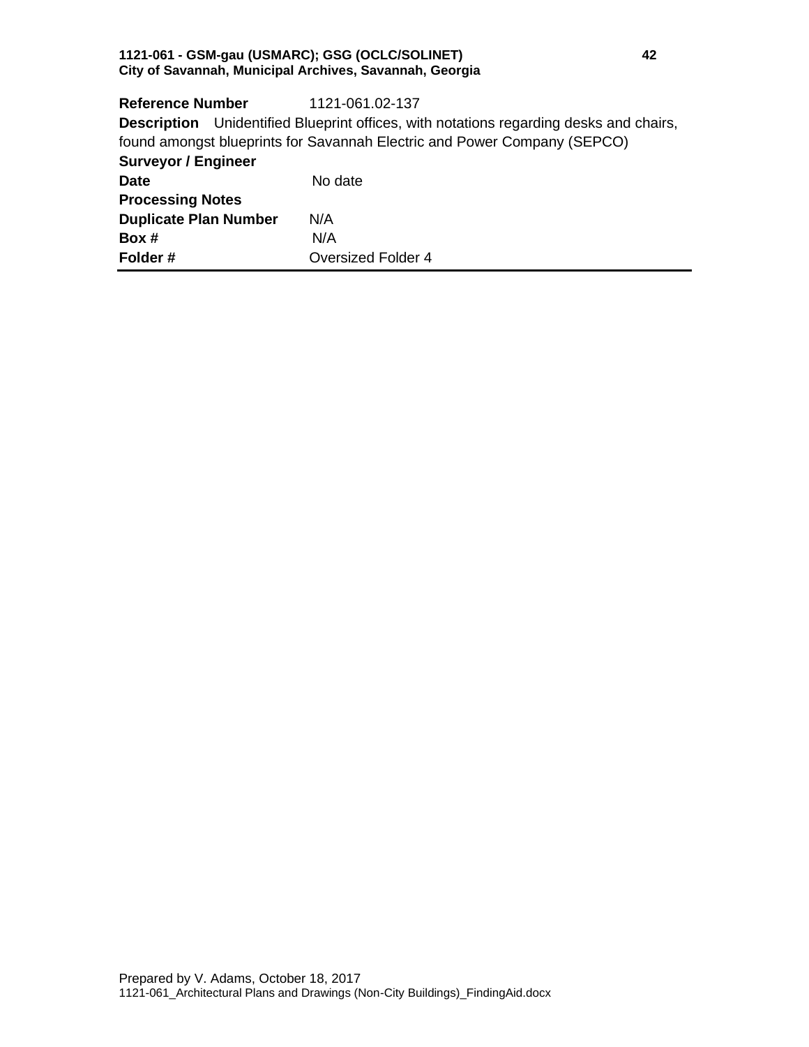**Reference Number** 1121-061.02-137

**Description** Unidentified Blueprint offices, with notations regarding desks and chairs, found amongst blueprints for Savannah Electric and Power Company (SEPCO)

**Surveyor / Engineer**

**Date** No date

**Processing Notes**

**Duplicate Plan Number** N/A

**Box #** N/A

**Folder #** Oversized Folder 4

---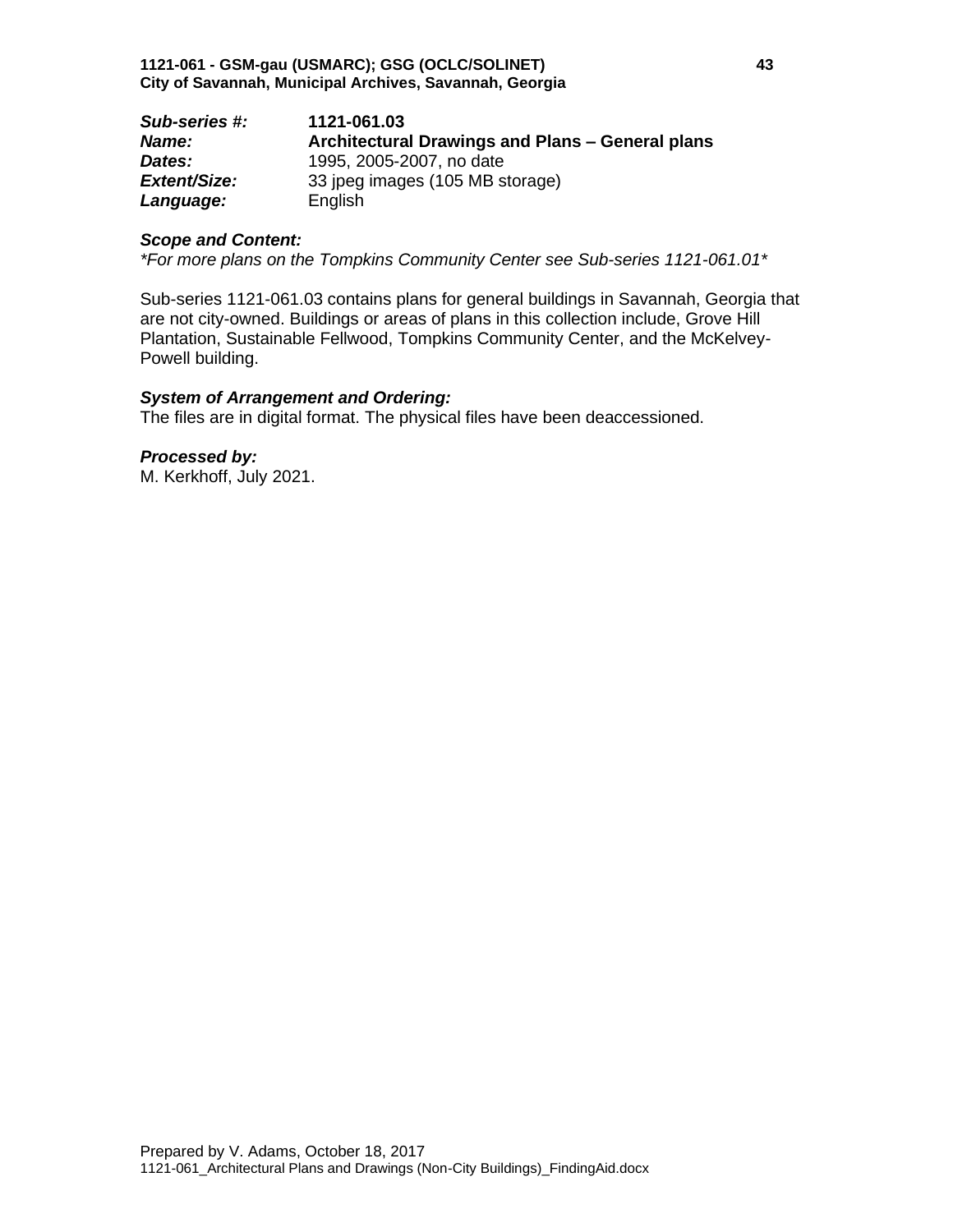| *Sub-series #:* | **1121-061.03** |
| --- | --- |
| *Name:* | **Architectural Drawings and Plans – General plans** |
| *Dates:* | 1995, 2005-2007, no date |
| *Extent/Size:* | 33 jpeg images (105 MB storage) |
| *Language:* | English |

***Scope and Content:***

*\*For more plans on the Tompkins Community Center see Sub-series 1121-061.01\**

Sub-series 1121-061.03 contains plans for general buildings in Savannah, Georgia that are not city-owned. Buildings or areas of plans in this collection include, Grove Hill Plantation, Sustainable Fellwood, Tompkins Community Center, and the McKelvey-Powell building.

***System of Arrangement and Ordering:***

The files are in digital format. The physical files have been deaccessioned.

***Processed by:***

M. Kerkhoff, July 2021.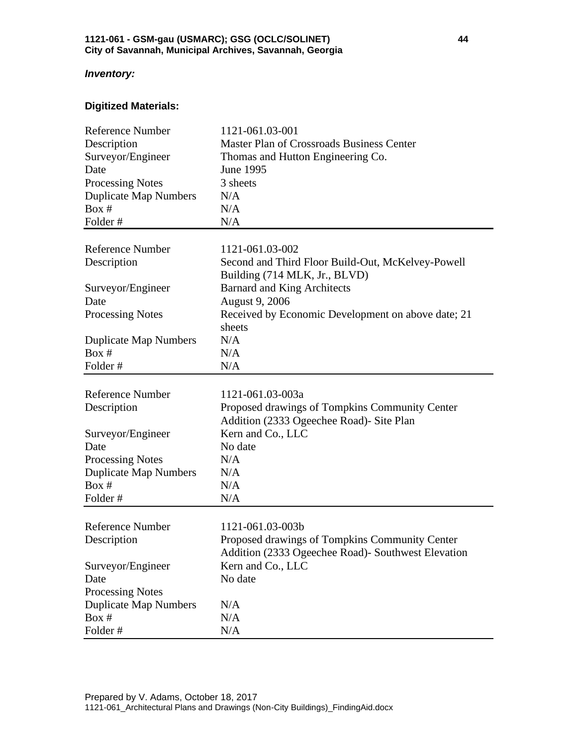### *Inventory:*

### Digitized Materials:

| | |
|---|---|
| Reference Number | 1121-061.03-001 |
| Description | Master Plan of Crossroads Business Center |
| Surveyor/Engineer | Thomas and Hutton Engineering Co. |
| Date | June 1995 |
| Processing Notes | 3 sheets |
| Duplicate Map Numbers | N/A |
| Box # | N/A |
| Folder # | N/A |

| | |
|---|---|
| Reference Number | 1121-061.03-002 |
| Description | Second and Third Floor Build-Out, McKelvey-Powell Building (714 MLK, Jr., BLVD) |
| Surveyor/Engineer | Barnard and King Architects |
| Date | August 9, 2006 |
| Processing Notes | Received by Economic Development on above date; 21 sheets |
| Duplicate Map Numbers | N/A |
| Box # | N/A |
| Folder # | N/A |

| | |
|---|---|
| Reference Number | 1121-061.03-003a |
| Description | Proposed drawings of Tompkins Community Center Addition (2333 Ogeechee Road)- Site Plan |
| Surveyor/Engineer | Kern and Co., LLC |
| Date | No date |
| Processing Notes | N/A |
| Duplicate Map Numbers | N/A |
| Box # | N/A |
| Folder # | N/A |

| | |
|---|---|
| Reference Number | 1121-061.03-003b |
| Description | Proposed drawings of Tompkins Community Center Addition (2333 Ogeechee Road)- Southwest Elevation |
| Surveyor/Engineer | Kern and Co., LLC |
| Date | No date |
| Processing Notes | |
| Duplicate Map Numbers | N/A |
| Box # | N/A |
| Folder # | N/A |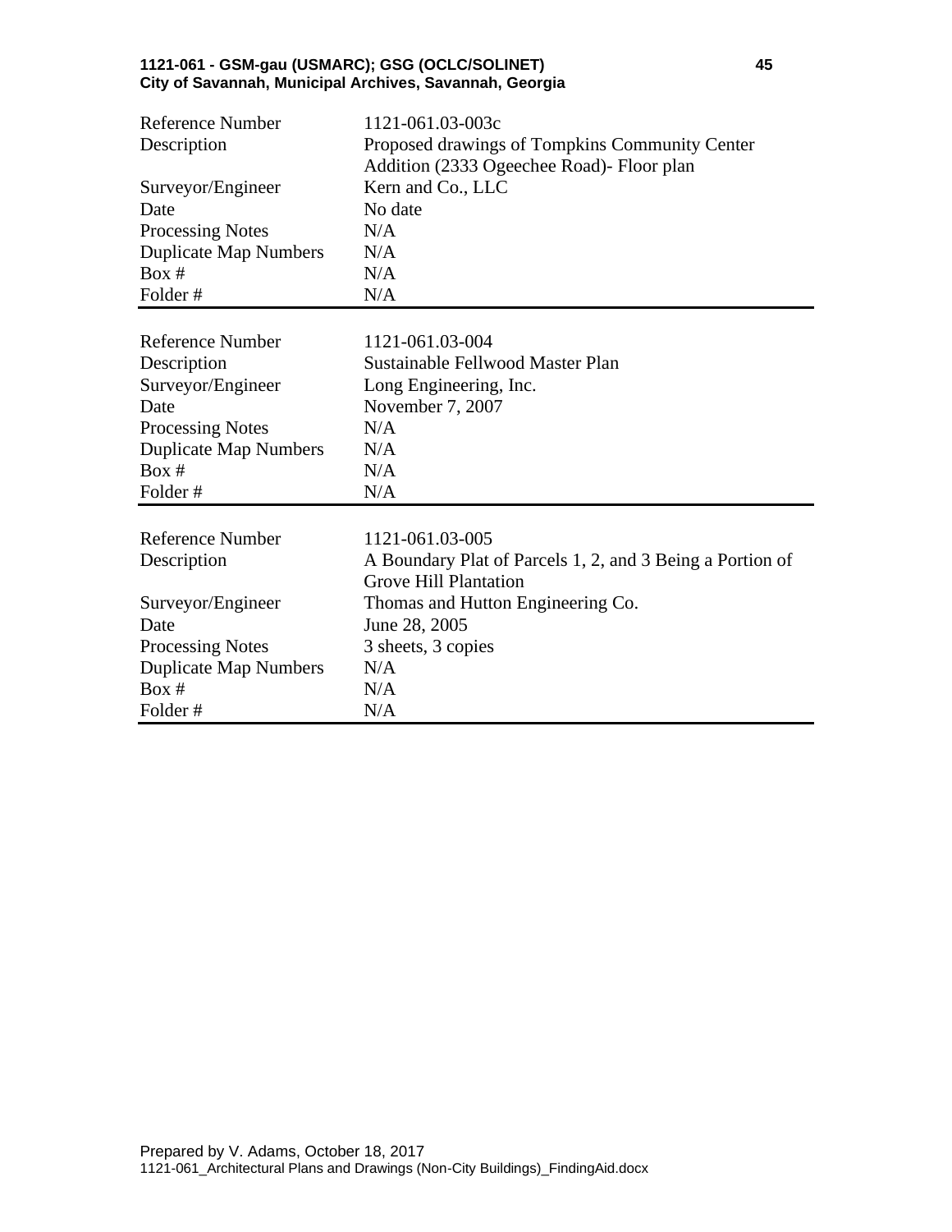| | |
|---|---|
| Reference Number | 1121-061.03-003c |
| Description | Proposed drawings of Tompkins Community Center Addition (2333 Ogeechee Road)- Floor plan |
| Surveyor/Engineer | Kern and Co., LLC |
| Date | No date |
| Processing Notes | N/A |
| Duplicate Map Numbers | N/A |
| Box # | N/A |
| Folder # | N/A |

| | |
|---|---|
| Reference Number | 1121-061.03-004 |
| Description | Sustainable Fellwood Master Plan |
| Surveyor/Engineer | Long Engineering, Inc. |
| Date | November 7, 2007 |
| Processing Notes | N/A |
| Duplicate Map Numbers | N/A |
| Box # | N/A |
| Folder # | N/A |

| | |
|---|---|
| Reference Number | 1121-061.03-005 |
| Description | A Boundary Plat of Parcels 1, 2, and 3 Being a Portion of Grove Hill Plantation |
| Surveyor/Engineer | Thomas and Hutton Engineering Co. |
| Date | June 28, 2005 |
| Processing Notes | 3 sheets, 3 copies |
| Duplicate Map Numbers | N/A |
| Box # | N/A |
| Folder # | N/A |